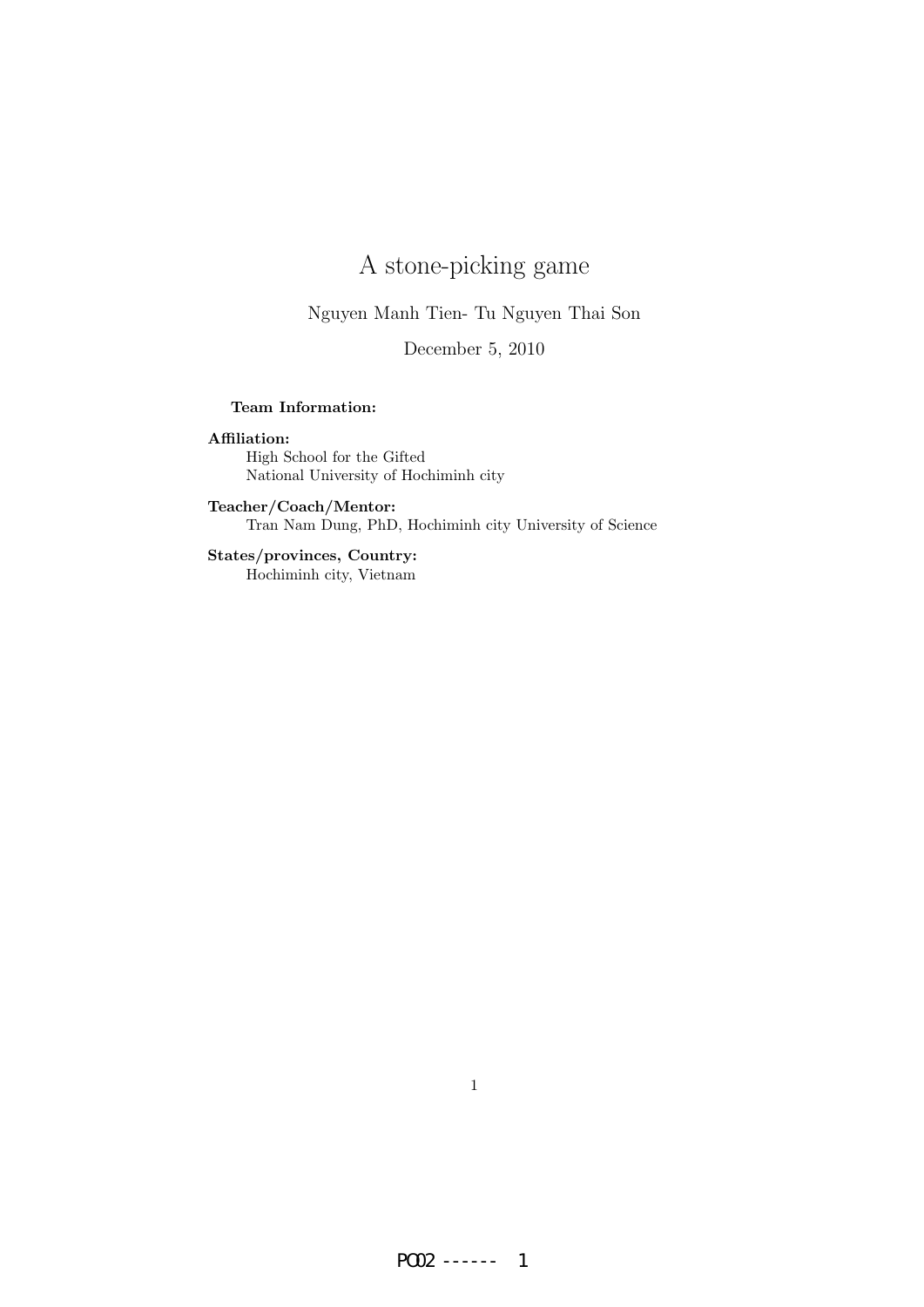# A stone-picking game

Nguyen Manh Tien- Tu Nguyen Thai Son

December 5, 2010

**Team Information:**

**Affiliation:**
High School for the Gifted
National University of Hochiminh city

**Teacher/Coach/Mentor:**
Tran Nam Dung, PhD, Hochiminh city University of Science

**States/provinces, Country:**
Hochiminh city, Vietnam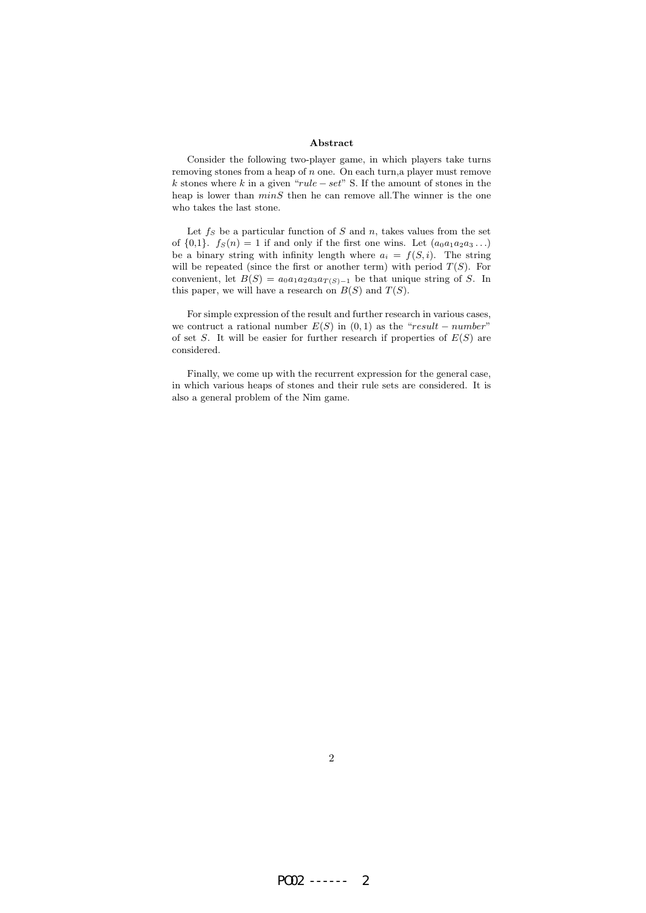**Abstract**

Consider the following two-player game, in which players take turns removing stones from a heap of $n$ one. On each turn,a player must remove $k$ stones where $k$ in a given "$rule-set$" S. If the amount of stones in the heap is lower than $minS$ then he can remove all.The winner is the one who takes the last stone.

Let $f_S$ be a particular function of $S$ and $n$, takes values from the set of {0,1}. $f_S(n) = 1$ if and only if the first one wins. Let $(a_0a_1a_2a_3\ldots)$ be a binary string with infinity length where $a_i = f(S,i)$. The string will be repeated (since the first or another term) with period $T(S)$. For convenient, let $B(S) = a_0a_1a_2a_3a_{T(S)-1}$ be that unique string of $S$. In this paper, we will have a research on $B(S)$ and $T(S)$.

For simple expression of the result and further research in various cases, we contruct a rational number $E(S)$ in $(0,1)$ as the "$result-number$" of set $S$. It will be easier for further research if properties of $E(S)$ are considered.

Finally, we come up with the recurrent expression for the general case, in which various heaps of stones and their rule sets are considered. It is also a general problem of the Nim game.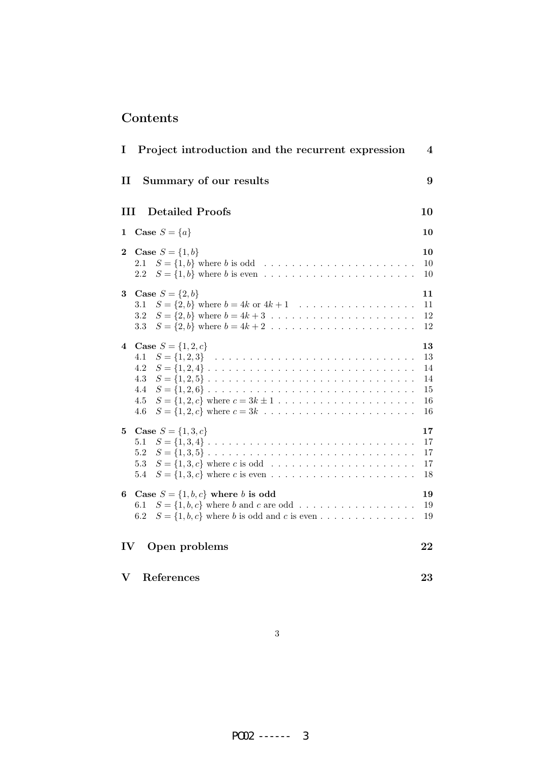# Contents

| | | |
|---|---|---|
| **I** | **Project introduction and the recurrent expression** | **4** |
| **II** | **Summary of our results** | **9** |
| **III** | **Detailed Proofs** | **10** |
| **1** | **Case $S = \{a\}$** | **10** |
| **2** | **Case $S = \{1, b\}$** | **10** |
| 2.1 | $S = \{1, b\}$ where $b$ is odd | 10 |
| 2.2 | $S = \{1, b\}$ where $b$ is even | 10 |
| **3** | **Case $S = \{2, b\}$** | **11** |
| 3.1 | $S = \{2, b\}$ where $b = 4k$ or $4k + 1$ | 11 |
| 3.2 | $S = \{2, b\}$ where $b = 4k + 3$ | 12 |
| 3.3 | $S = \{2, b\}$ where $b = 4k + 2$ | 12 |
| **4** | **Case $S = \{1, 2, c\}$** | **13** |
| 4.1 | $S = \{1, 2, 3\}$ | 13 |
| 4.2 | $S = \{1, 2, 4\}$ | 14 |
| 4.3 | $S = \{1, 2, 5\}$ | 14 |
| 4.4 | $S = \{1, 2, 6\}$ | 15 |
| 4.5 | $S = \{1, 2, c\}$ where $c = 3k \pm 1$ | 16 |
| 4.6 | $S = \{1, 2, c\}$ where $c = 3k$ | 16 |
| **5** | **Case $S = \{1, 3, c\}$** | **17** |
| 5.1 | $S = \{1, 3, 4\}$ | 17 |
| 5.2 | $S = \{1, 3, 5\}$ | 17 |
| 5.3 | $S = \{1, 3, c\}$ where $c$ is odd | 17 |
| 5.4 | $S = \{1, 3, c\}$ where $c$ is even | 18 |
| **6** | **Case $S = \{1, b, c\}$ where $b$ is odd** | **19** |
| 6.1 | $S = \{1, b, c\}$ where $b$ and $c$ are odd | 19 |
| 6.2 | $S = \{1, b, c\}$ where $b$ is odd and $c$ is even | 19 |
| **IV** | **Open problems** | **22** |
| **V** | **References** | **23** |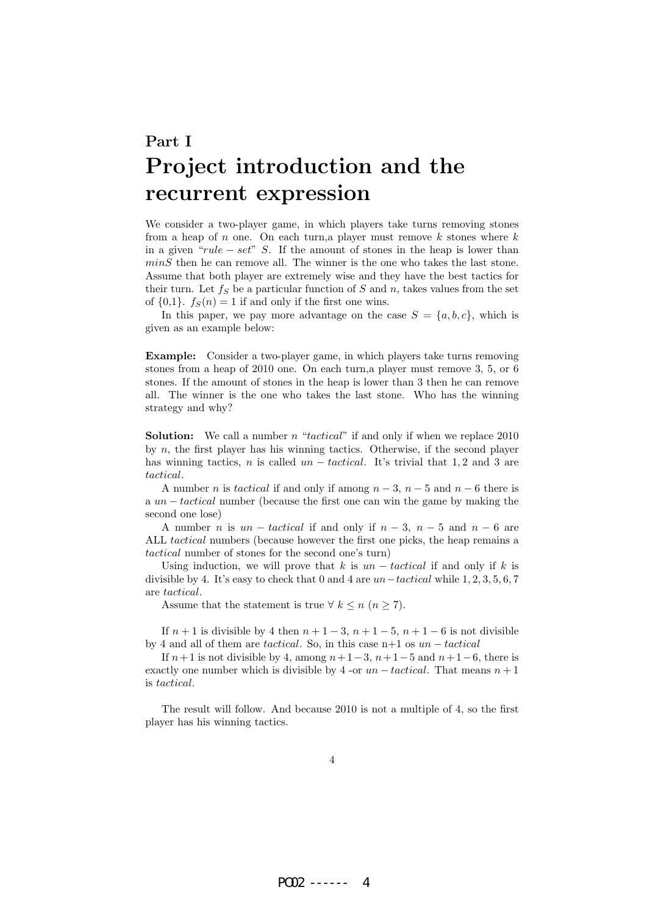# Part I
# Project introduction and the recurrent expression

We consider a two-player game, in which players take turns removing stones from a heap of $n$ one. On each turn,a player must remove $k$ stones where $k$ in a given "$rule - set$" $S$. If the amount of stones in the heap is lower than $minS$ then he can remove all. The winner is the one who takes the last stone. Assume that both player are extremely wise and they have the best tactics for their turn. Let $f_S$ be a particular function of $S$ and $n$, takes values from the set of {0,1}. $f_S(n) = 1$ if and only if the first one wins.

In this paper, we pay more advantage on the case $S = \{a, b, c\}$, which is given as an example below:

**Example:** Consider a two-player game, in which players take turns removing stones from a heap of 2010 one. On each turn,a player must remove 3, 5, or 6 stones. If the amount of stones in the heap is lower than 3 then he can remove all. The winner is the one who takes the last stone. Who has the winning strategy and why?

**Solution:** We call a number $n$ "*tactical*" if and only if when we replace 2010 by $n$, the first player has his winning tactics. Otherwise, if the second player has winning tactics, $n$ is called $un - tactical$. It's trivial that $1, 2$ and $3$ are *tactical*.

A number $n$ is *tactical* if and only if among $n - 3$, $n - 5$ and $n - 6$ there is a $un - tactical$ number (because the first one can win the game by making the second one lose)

A number $n$ is $un - tactical$ if and only if $n - 3$, $n - 5$ and $n - 6$ are ALL *tactical* numbers (because however the first one picks, the heap remains a *tactical* number of stones for the second one's turn)

Using induction, we will prove that $k$ is $un - tactical$ if and only if $k$ is divisible by 4. It's easy to check that 0 and 4 are $un-tactical$ while $1, 2, 3, 5, 6, 7$ are *tactical*.

Assume that the statement is true $\forall\ k \leq n$ $(n \geq 7)$.

If $n + 1$ is divisible by 4 then $n + 1 - 3$, $n + 1 - 5$, $n + 1 - 6$ is not divisible by 4 and all of them are *tactical*. So, in this case n+1 os $un - tactical$

If $n+1$ is not divisible by 4, among $n+1-3$, $n+1-5$ and $n+1-6$, there is exactly one number which is divisible by 4 -or $un - tactical$. That means $n + 1$ is *tactical*.

The result will follow. And because 2010 is not a multiple of 4, so the first player has his winning tactics.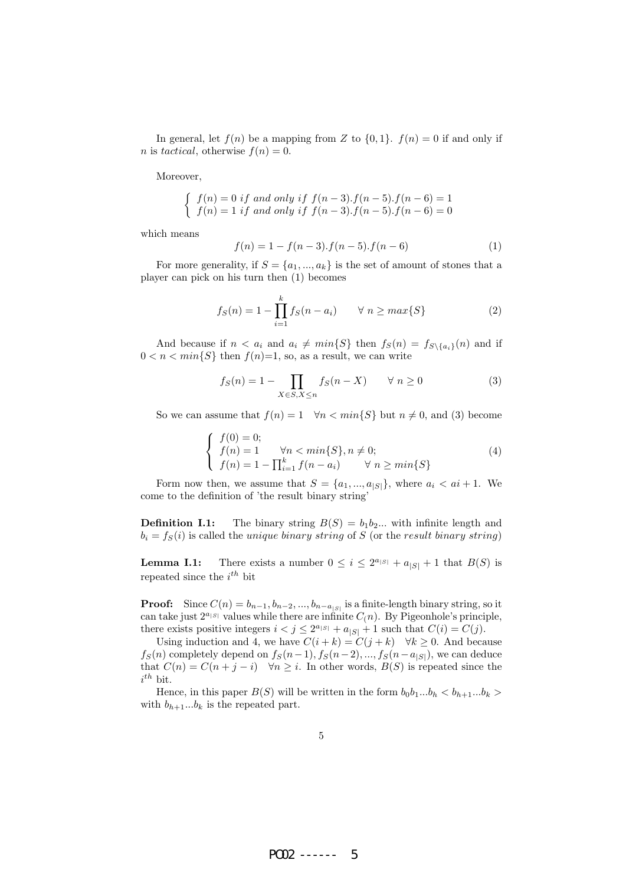In general, let $f(n)$ be a mapping from $Z$ to $\{0, 1\}$. $f(n) = 0$ if and only if $n$ is *tactical*, otherwise $f(n) = 0$.

Moreover,

$$\begin{cases} f(n) = 0 \ if \ and \ only \ if \ f(n-3).f(n-5).f(n-6) = 1 \\ f(n) = 1 \ if \ and \ only \ if \ f(n-3).f(n-5).f(n-6) = 0 \end{cases}$$

which means

$$f(n) = 1 - f(n-3).f(n-5).f(n-6) \tag{1}$$

For more generality, if $S = \{a_1, ..., a_k\}$ is the set of amount of stones that a player can pick on his turn then (1) becomes

$$f_S(n) = 1 - \prod_{i=1}^{k} f_S(n - a_i) \qquad \forall \ n \geq max\{S\} \tag{2}$$

And because if $n < a_i$ and $a_i \neq min\{S\}$ then $f_S(n) = f_{S \setminus \{a_i\}}(n)$ and if $0 < n < min\{S\}$ then $f(n)$=1, so, as a result, we can write

$$f_S(n) = 1 - \prod_{X \in S, X \leq n} f_S(n - X) \qquad \forall \ n \geq 0 \tag{3}$$

So we can assume that $f(n) = 1 \quad \forall n < min\{S\}$ but $n \neq 0$, and (3) become

$$\begin{cases} f(0) = 0; \\ f(n) = 1 \qquad \forall n < min\{S\}, n \neq 0; \\ f(n) = 1 - \prod_{i=1}^{k} f(n - a_i) \qquad \forall \ n \geq min\{S\} \end{cases} \tag{4}$$

Form now then, we assume that $S = \{a_1, ..., a_{|S|}\}$, where $a_i < ai + 1$. We come to the definition of 'the result binary string'

**Definition I.1:** The binary string $B(S) = b_1 b_2...$ with infinite length and $b_i = f_S(i)$ is called the *unique binary string* of $S$ (or the *result binary string*)

**Lemma I.1:** There exists a number $0 \leq i \leq 2^{a_{|S|}} + a_{|S|} + 1$ that $B(S)$ is repeated since the $i^{th}$ bit

**Proof:** Since $C(n) = b_{n-1}, b_{n-2}, ..., b_{n-a_{|S|}}$ is a finite-length binary string, so it can take just $2^{a_{|S|}}$ values while there are infinite $C_(n)$. By Pigeonhole's principle, there exists positive integers $i < j \leq 2^{a_{|S|}} + a_{|S|} + 1$ such that $C(i) = C(j)$.

Using induction and 4, we have $C(i + k) = C(j + k) \quad \forall k \geq 0$. And because $f_S(n)$ completely depend on $f_S(n-1), f_S(n-2), ..., f_S(n-a_{|S|})$, we can deduce that $C(n) = C(n + j - i) \quad \forall n \geq i$. In other words, $B(S)$ is repeated since the $i^{th}$ bit.

Hence, in this paper $B(S)$ will be written in the form $b_0 b_1 ... b_h < b_{h+1} ... b_k >$ with $b_{h+1} ... b_k$ is the repeated part.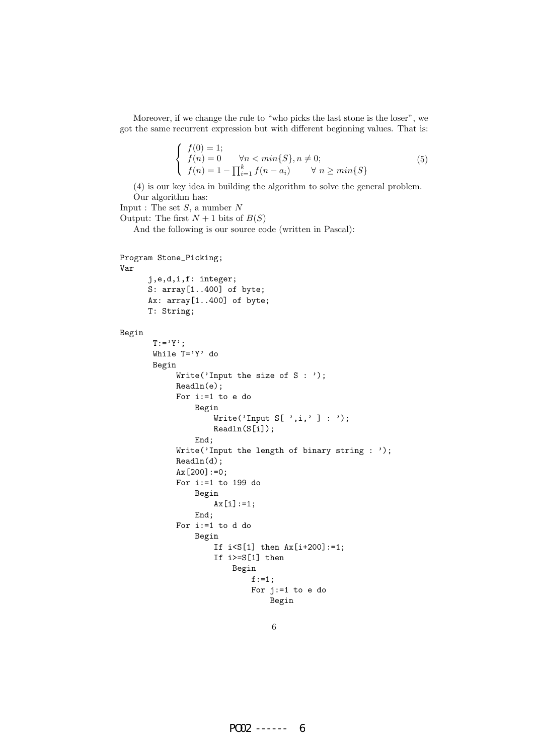Moreover, if we change the rule to "who picks the last stone is the loser", we got the same recurrent expression but with different beginning values. That is:

$$\begin{cases} f(0) = 1; \\ f(n) = 0 \qquad \forall n < min\{S\}, n \neq 0; \\ f(n) = 1 - \prod_{i=1}^{k} f(n - a_i) \qquad \forall\ n \geq min\{S\} \end{cases} \tag{5}$$

(4) is our key idea in building the algorithm to solve the general problem.

Our algorithm has:

Input : The set $S$, a number $N$

Output: The first $N + 1$ bits of $B(S)$

And the following is our source code (written in Pascal):

```
Program Stone_Picking;
Var
      j,e,d,i,f: integer;
      S: array[1..400] of byte;
      Ax: array[1..400] of byte;
      T: String;

Begin
       T:='Y';
       While T='Y' do
       Begin
            Write('Input the size of S : ');
            Readln(e);
            For i:=1 to e do
                Begin
                     Write('Input S[ ',i,' ] : ');
                     Readln(S[i]);
                End;
            Write('Input the length of binary string : ');
            Readln(d);
            Ax[200]:=0;
            For i:=1 to 199 do
                Begin
                     Ax[i]:=1;
                End;
            For i:=1 to d do
                Begin
                     If i<S[1] then Ax[i+200]:=1;
                     If i>=S[1] then
                         Begin
                              f:=1;
                              For j:=1 to e do
                                  Begin
```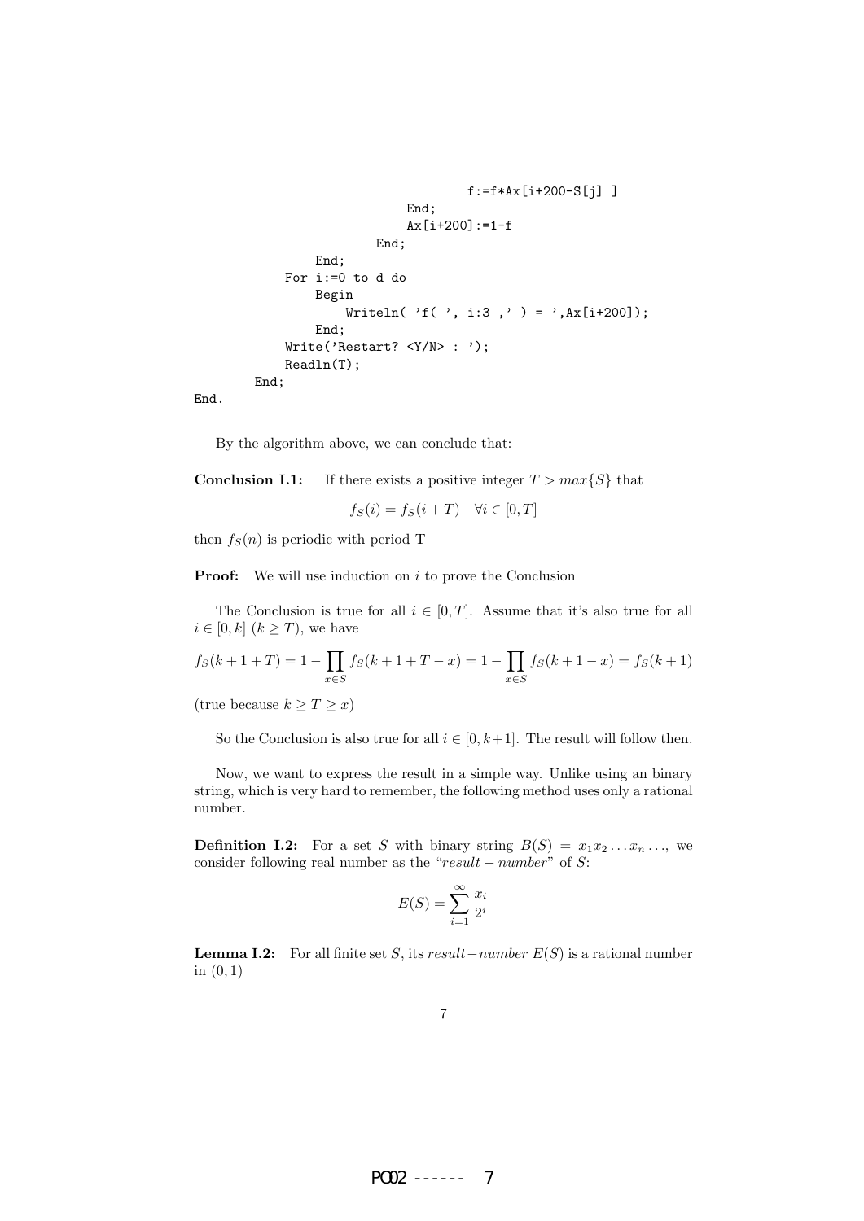```
                                        f:=f*Ax[i+200-S[j] ]
                                End;
                                Ax[i+200]:=1-f
                            End;
                    End;
                For i:=0 to d do
                    Begin
                        Writeln( 'f( ', i:3 ,' ) = ',Ax[i+200]);
                    End;
                Write('Restart? <Y/N> : ');
                Readln(T);
            End;
End.
```

By the algorithm above, we can conclude that:

**Conclusion I.1:** If there exists a positive integer $T > max\{S\}$ that

$$f_S(i) = f_S(i+T) \quad \forall i \in [0, T]$$

then $f_S(n)$ is periodic with period T

**Proof:** We will use induction on $i$ to prove the Conclusion

The Conclusion is true for all $i \in [0, T]$. Assume that it's also true for all $i \in [0, k]$ $(k \geq T)$, we have

$$f_S(k+1+T) = 1 - \prod_{x \in S} f_S(k+1+T-x) = 1 - \prod_{x \in S} f_S(k+1-x) = f_S(k+1)$$

(true because $k \geq T \geq x$)

So the Conclusion is also true for all $i \in [0, k+1]$. The result will follow then.

Now, we want to express the result in a simple way. Unlike using an binary string, which is very hard to remember, the following method uses only a rational number.

**Definition I.2:** For a set $S$ with binary string $B(S) = x_1 x_2 \ldots x_n \ldots$, we consider following real number as the "$result - number$" of $S$:

$$E(S) = \sum_{i=1}^{\infty} \frac{x_i}{2^i}$$

**Lemma I.2:** For all finite set $S$, its $result-number$ $E(S)$ is a rational number in $(0, 1)$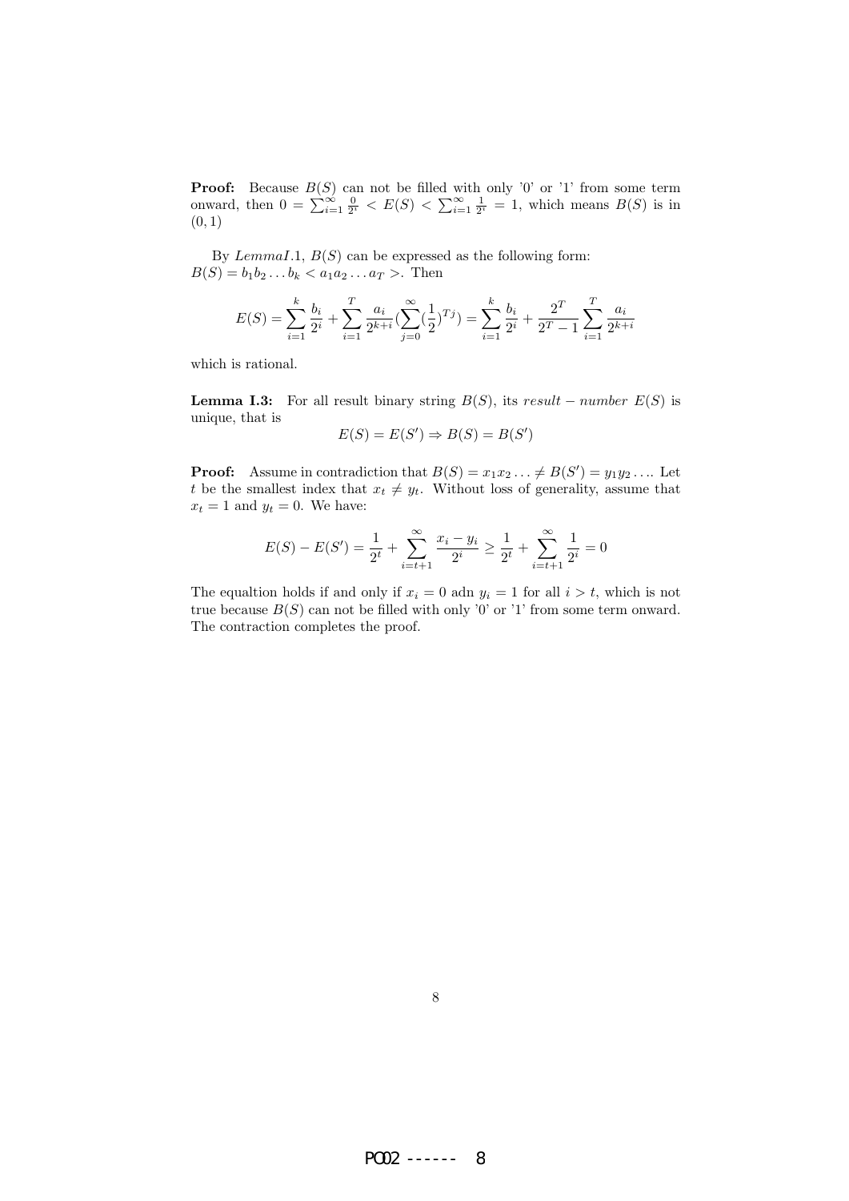**Proof:** Because $B(S)$ can not be filled with only '0' or '1' from some term onward, then $0 = \sum_{i=1}^{\infty} \frac{0}{2^i} < E(S) < \sum_{i=1}^{\infty} \frac{1}{2^i} = 1$, which means $B(S)$ is in $(0, 1)$

By $Lemma I.1$, $B(S)$ can be expressed as the following form: $B(S) = b_1 b_2 \ldots b_k < a_1 a_2 \ldots a_T >$. Then

$$E(S) = \sum_{i=1}^{k} \frac{b_i}{2^i} + \sum_{i=1}^{T} \frac{a_i}{2^{k+i}} (\sum_{j=0}^{\infty} (\frac{1}{2})^{Tj}) = \sum_{i=1}^{k} \frac{b_i}{2^i} + \frac{2^T}{2^T - 1} \sum_{i=1}^{T} \frac{a_i}{2^{k+i}}$$

which is rational.

**Lemma I.3:** For all result binary string $B(S)$, its $result-number$ $E(S)$ is unique, that is

$$E(S) = E(S') \Rightarrow B(S) = B(S')$$

**Proof:** Assume in contradiction that $B(S) = x_1 x_2 \ldots \neq B(S') = y_1 y_2 \ldots$. Let $t$ be the smallest index that $x_t \neq y_t$. Without loss of generality, assume that $x_t = 1$ and $y_t = 0$. We have:

$$E(S) - E(S') = \frac{1}{2^t} + \sum_{i=t+1}^{\infty} \frac{x_i - y_i}{2^i} \geq \frac{1}{2^t} + \sum_{i=t+1}^{\infty} \frac{1}{2^i} = 0$$

The equaltion holds if and only if $x_i = 0$ adn $y_i = 1$ for all $i > t$, which is not true because $B(S)$ can not be filled with only '0' or '1' from some term onward. The contraction completes the proof.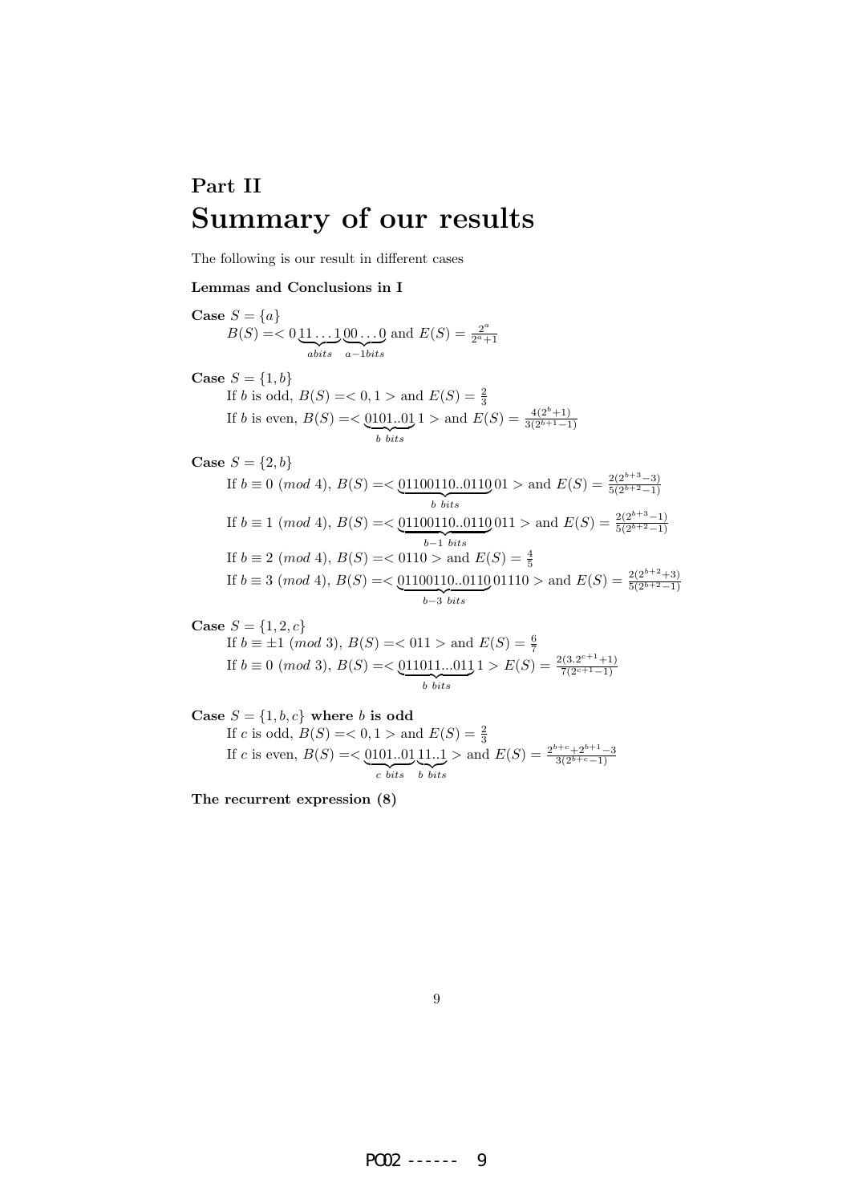# Part II
# Summary of our results

The following is our result in different cases

**Lemmas and Conclusions in I**

**Case** $S = \{a\}$

$B(S) =< 0\underbrace{11\ldots1}_{a bits}\underbrace{00\ldots0}_{a-1 bits}$ and $E(S) = \frac{2^a}{2^a+1}$

**Case** $S = \{1, b\}$

If $b$ is odd, $B(S) =< 0, 1 >$ and $E(S) = \frac{2}{3}$

If $b$ is even, $B(S) =< \underbrace{0101..01}_{b\ bits}1 >$ and $E(S) = \frac{4(2^b+1)}{3(2^{b+1}-1)}$

**Case** $S = \{2, b\}$

If $b \equiv 0\ (mod\ 4)$, $B(S) =< \underbrace{01100110..0110}_{b\ bits}01 >$ and $E(S) = \frac{2(2^{b+3}-3)}{5(2^{b+2}-1)}$

If $b \equiv 1\ (mod\ 4)$, $B(S) =< \underbrace{01100110..0110}_{b-1\ bits}011 >$ and $E(S) = \frac{2(2^{b+3}-1)}{5(2^{b+2}-1)}$

If $b \equiv 2\ (mod\ 4)$, $B(S) =< 0110 >$ and $E(S) = \frac{4}{5}$

If $b \equiv 3\ (mod\ 4)$, $B(S) =< \underbrace{01100110..0110}_{b-3\ bits}01110 >$ and $E(S) = \frac{2(2^{b+2}+3)}{5(2^{b+2}-1)}$

**Case** $S = \{1, 2, c\}$

If $b \equiv \pm1\ (mod\ 3)$, $B(S) =< 011 >$ and $E(S) = \frac{6}{7}$

If $b \equiv 0\ (mod\ 3)$, $B(S) =< \underbrace{011011...011}_{b\ bits}1 >$ $E(S) = \frac{2(3.2^{c+1}+1)}{7(2^{c+1}-1)}$

**Case** $S = \{1, b, c\}$ **where** $b$ **is odd**

If $c$ is odd, $B(S) =< 0, 1 >$ and $E(S) = \frac{2}{3}$

If $c$ is even, $B(S) =< \underbrace{0101..01}_{c\ bits}\underbrace{11..1}_{b\ bits} >$ and $E(S) = \frac{2^{b+c}+2^{b+1}-3}{3(2^{b+c}-1)}$

**The recurrent expression (8)**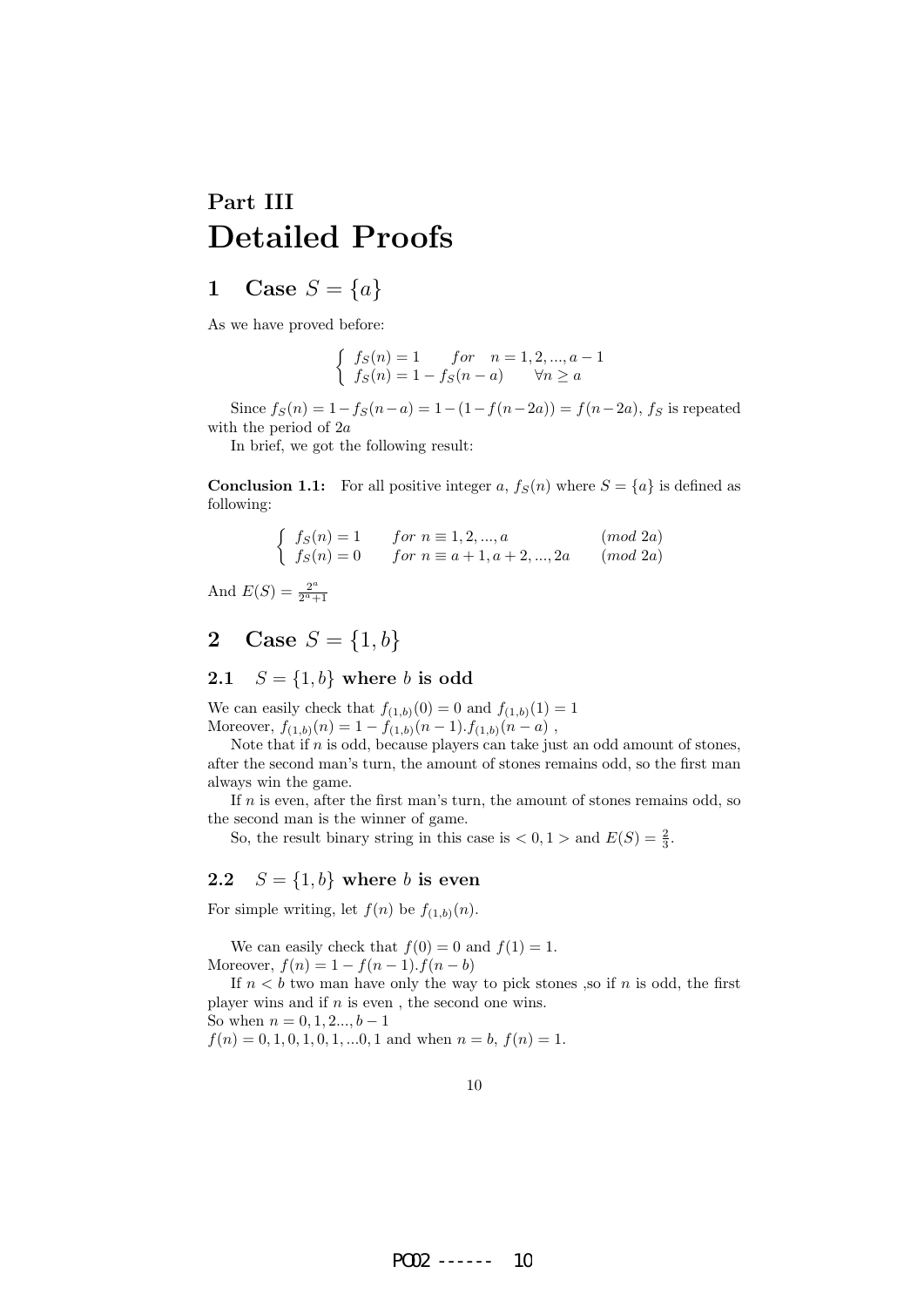# Part III
# Detailed Proofs

## 1 Case $S = \{a\}$

As we have proved before:

$$\begin{cases} f_S(n) = 1 & for \quad n = 1, 2, ..., a-1 \\ f_S(n) = 1 - f_S(n-a) & \forall n \geq a \end{cases}$$

Since $f_S(n) = 1 - f_S(n-a) = 1 - (1 - f(n-2a)) = f(n-2a)$, $f_S$ is repeated with the period of $2a$

In brief, we got the following result:

**Conclusion 1.1:** For all positive integer $a$, $f_S(n)$ where $S = \{a\}$ is defined as following:

$$\begin{cases} f_S(n) = 1 & for \ n \equiv 1, 2, ..., a \quad (mod \ 2a) \\ f_S(n) = 0 & for \ n \equiv a+1, a+2, ..., 2a \quad (mod \ 2a) \end{cases}$$

And $E(S) = \frac{2^a}{2^a+1}$

## 2 Case $S = \{1, b\}$

### 2.1 $S = \{1, b\}$ where $b$ is odd

We can easily check that $f_{(1,b)}(0) = 0$ and $f_{(1,b)}(1) = 1$
Moreover, $f_{(1,b)}(n) = 1 - f_{(1,b)}(n-1).f_{(1,b)}(n-a)$ ,

Note that if $n$ is odd, because players can take just an odd amount of stones, after the second man's turn, the amount of stones remains odd, so the first man always win the game.

If $n$ is even, after the first man's turn, the amount of stones remains odd, so the second man is the winner of game.

So, the result binary string in this case is $< 0, 1 >$ and $E(S) = \frac{2}{3}$.

### 2.2 $S = \{1, b\}$ where $b$ is even

For simple writing, let $f(n)$ be $f_{(1,b)}(n)$.

We can easily check that $f(0) = 0$ and $f(1) = 1$.
Moreover, $f(n) = 1 - f(n-1).f(n-b)$

If $n < b$ two man have only the way to pick stones ,so if $n$ is odd, the first player wins and if $n$ is even , the second one wins.
So when $n = 0, 1, 2..., b-1$
$f(n) = 0, 1, 0, 1, 0, 1, ...0, 1$ and when $n = b$, $f(n) = 1$.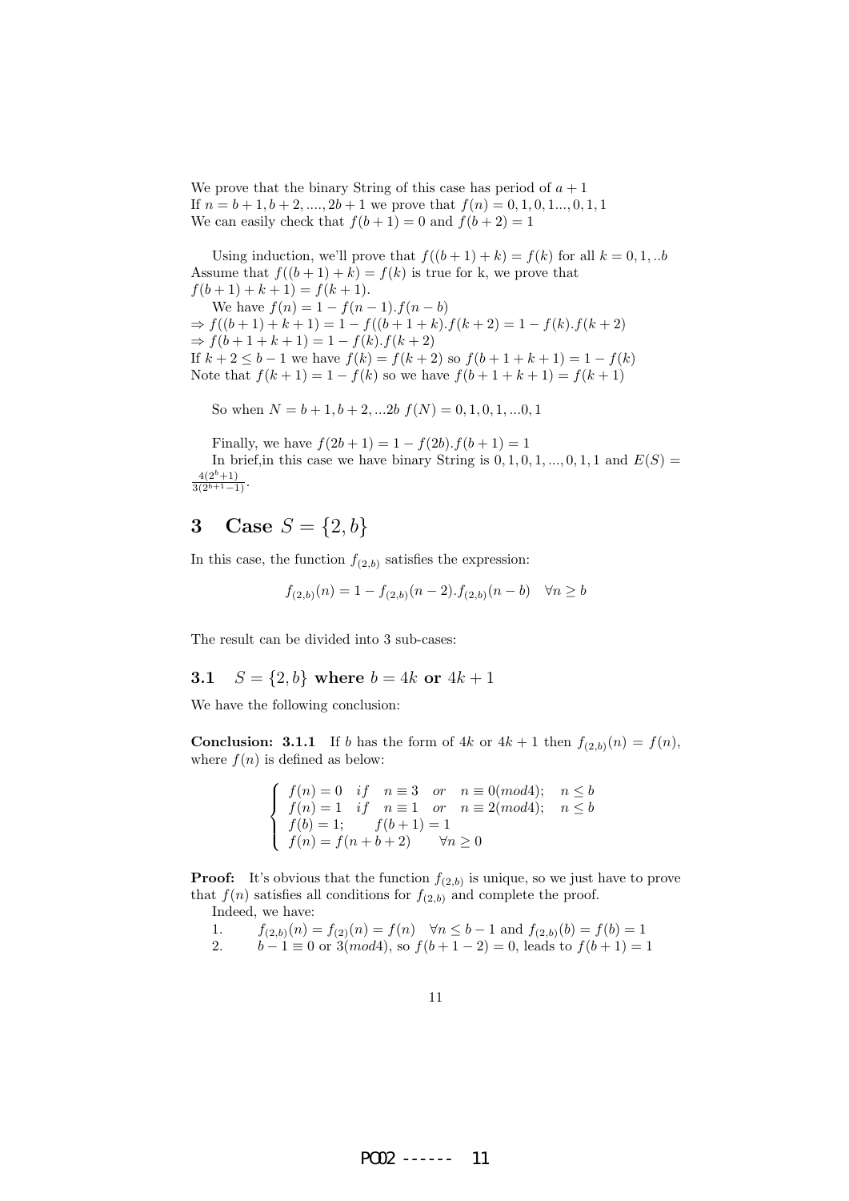We prove that the binary String of this case has period of $a+1$

If $n = b+1, b+2, ...., 2b+1$ we prove that $f(n) = 0, 1, 0, 1..., 0, 1, 1$

We can easily check that $f(b+1) = 0$ and $f(b+2) = 1$

Using induction, we'll prove that $f((b+1)+k) = f(k)$ for all $k = 0, 1, ..b$

Assume that $f((b+1)+k) = f(k)$ is true for k, we prove that $f(b+1)+k+1) = f(k+1)$.

We have $f(n) = 1 - f(n-1).f(n-b)$

$\Rightarrow f((b+1)+k+1) = 1 - f((b+1+k).f(k+2) = 1 - f(k).f(k+2)$

$\Rightarrow f(b+1+k+1) = 1 - f(k).f(k+2)$

If $k+2 \leq b-1$ we have $f(k) = f(k+2)$ so $f(b+1+k+1) = 1 - f(k)$

Note that $f(k+1) = 1 - f(k)$ so we have $f(b+1+k+1) = f(k+1)$

So when $N = b+1, b+2, ...2b$ $f(N) = 0, 1, 0, 1, ...0, 1$

Finally, we have $f(2b+1) = 1 - f(2b).f(b+1) = 1$

In brief,in this case we have binary String is $0, 1, 0, 1, ..., 0, 1, 1$ and $E(S) = \frac{4(2^b+1)}{3(2^{b+1}-1)}$.

# 3 Case $S = \{2, b\}$

In this case, the function $f_{(2,b)}$ satisfies the expression:

$$f_{(2,b)}(n) = 1 - f_{(2,b)}(n-2).f_{(2,b)}(n-b) \quad \forall n \geq b$$

The result can be divided into 3 sub-cases:

## 3.1 $S = \{2, b\}$ where $b = 4k$ or $4k+1$

We have the following conclusion:

**Conclusion: 3.1.1** If $b$ has the form of $4k$ or $4k+1$ then $f_{(2,b)}(n) = f(n)$, where $f(n)$ is defined as below:

$$\begin{cases} f(n) = 0 \quad if \quad n \equiv 3 \quad or \quad n \equiv 0 (mod 4); \quad n \leq b \\ f(n) = 1 \quad if \quad n \equiv 1 \quad or \quad n \equiv 2 (mod 4); \quad n \leq b \\ f(b) = 1; \qquad f(b+1) = 1 \\ f(n) = f(n+b+2) \qquad \forall n \geq 0 \end{cases}$$

**Proof:** It's obvious that the function $f_{(2,b)}$ is unique, so we just have to prove that $f(n)$ satisfies all conditions for $f_{(2,b)}$ and complete the proof.

Indeed, we have:

1. $f_{(2,b)}(n) = f_{(2)}(n) = f(n) \quad \forall n \leq b-1$ and $f_{(2,b)}(b) = f(b) = 1$
2. $b-1 \equiv 0$ or $3 (mod 4)$, so $f(b+1-2) = 0$, leads to $f(b+1) = 1$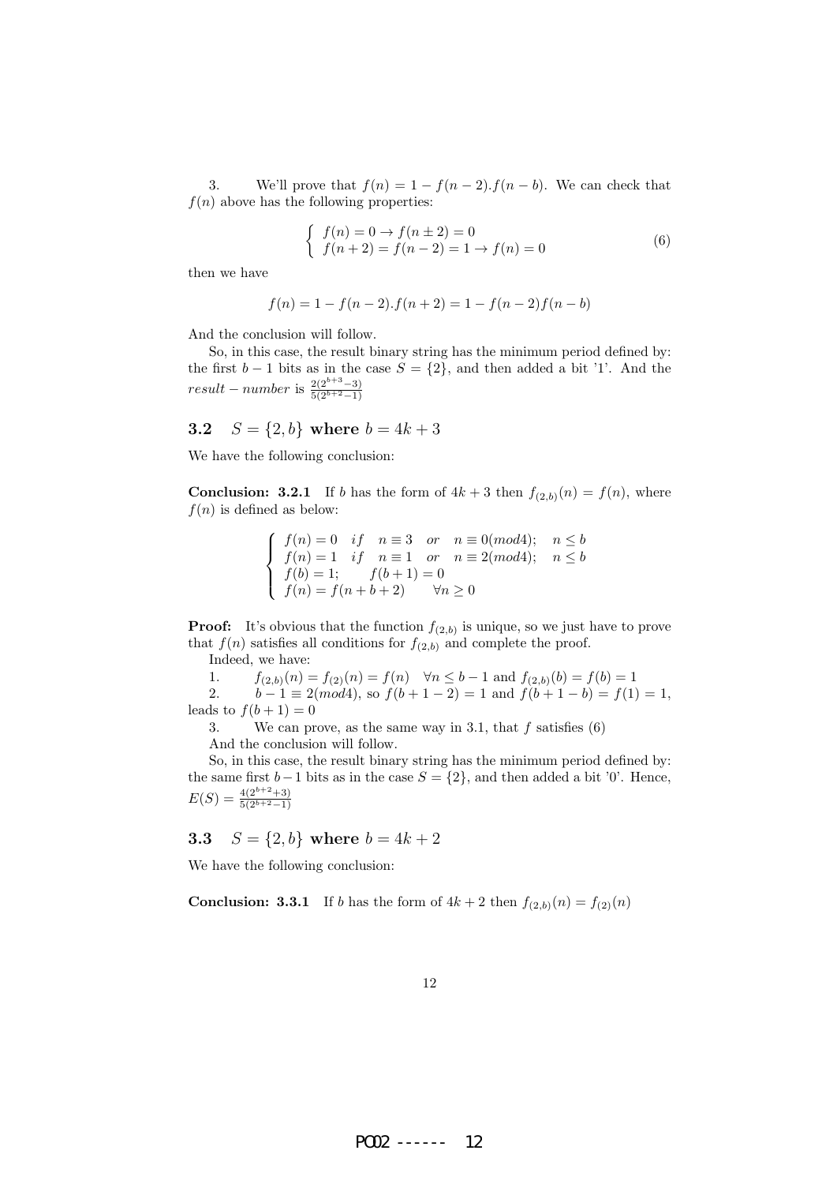3. We'll prove that $f(n) = 1 - f(n-2).f(n-b)$. We can check that $f(n)$ above has the following properties:

$$\begin{cases} f(n) = 0 \rightarrow f(n \pm 2) = 0 \\ f(n+2) = f(n-2) = 1 \rightarrow f(n) = 0 \end{cases} \tag{6}$$

then we have

$$f(n) = 1 - f(n-2).f(n+2) = 1 - f(n-2)f(n-b)$$

And the conclusion will follow.

So, in this case, the result binary string has the minimum period defined by: the first $b-1$ bits as in the case $S = \{2\}$, and then added a bit '1'. And the $result-number$ is $\frac{2(2^{b+3}-3)}{5(2^{b+2}-1)}$

## 3.2 $S = \{2, b\}$ where $b = 4k + 3$

We have the following conclusion:

**Conclusion: 3.2.1** If $b$ has the form of $4k+3$ then $f_{(2,b)}(n) = f(n)$, where $f(n)$ is defined as below:

$$\begin{cases} f(n) = 0 \quad if \quad n \equiv 3 \quad or \quad n \equiv 0 (mod 4); \quad n \leq b \\ f(n) = 1 \quad if \quad n \equiv 1 \quad or \quad n \equiv 2 (mod 4); \quad n \leq b \\ f(b) = 1; \qquad f(b+1) = 0 \\ f(n) = f(n+b+2) \qquad \forall n \geq 0 \end{cases}$$

**Proof:** It's obvious that the function $f_{(2,b)}$ is unique, so we just have to prove that $f(n)$ satisfies all conditions for $f_{(2,b)}$ and complete the proof.

Indeed, we have:

1. $f_{(2,b)}(n) = f_{(2)}(n) = f(n) \quad \forall n \leq b-1$ and $f_{(2,b)}(b) = f(b) = 1$

2. $b - 1 \equiv 2 (mod 4)$, so $f(b+1-2) = 1$ and $f(b+1-b) = f(1) = 1$, leads to $f(b+1) = 0$

3. We can prove, as the same way in 3.1, that $f$ satisfies (6)

And the conclusion will follow.

So, in this case, the result binary string has the minimum period defined by: the same first $b-1$ bits as in the case $S = \{2\}$, and then added a bit '0'. Hence, $E(S) = \frac{4(2^{b+2}+3)}{5(2^{b+2}-1)}$

## 3.3 $S = \{2, b\}$ where $b = 4k + 2$

We have the following conclusion:

**Conclusion: 3.3.1** If $b$ has the form of $4k+2$ then $f_{(2,b)}(n) = f_{(2)}(n)$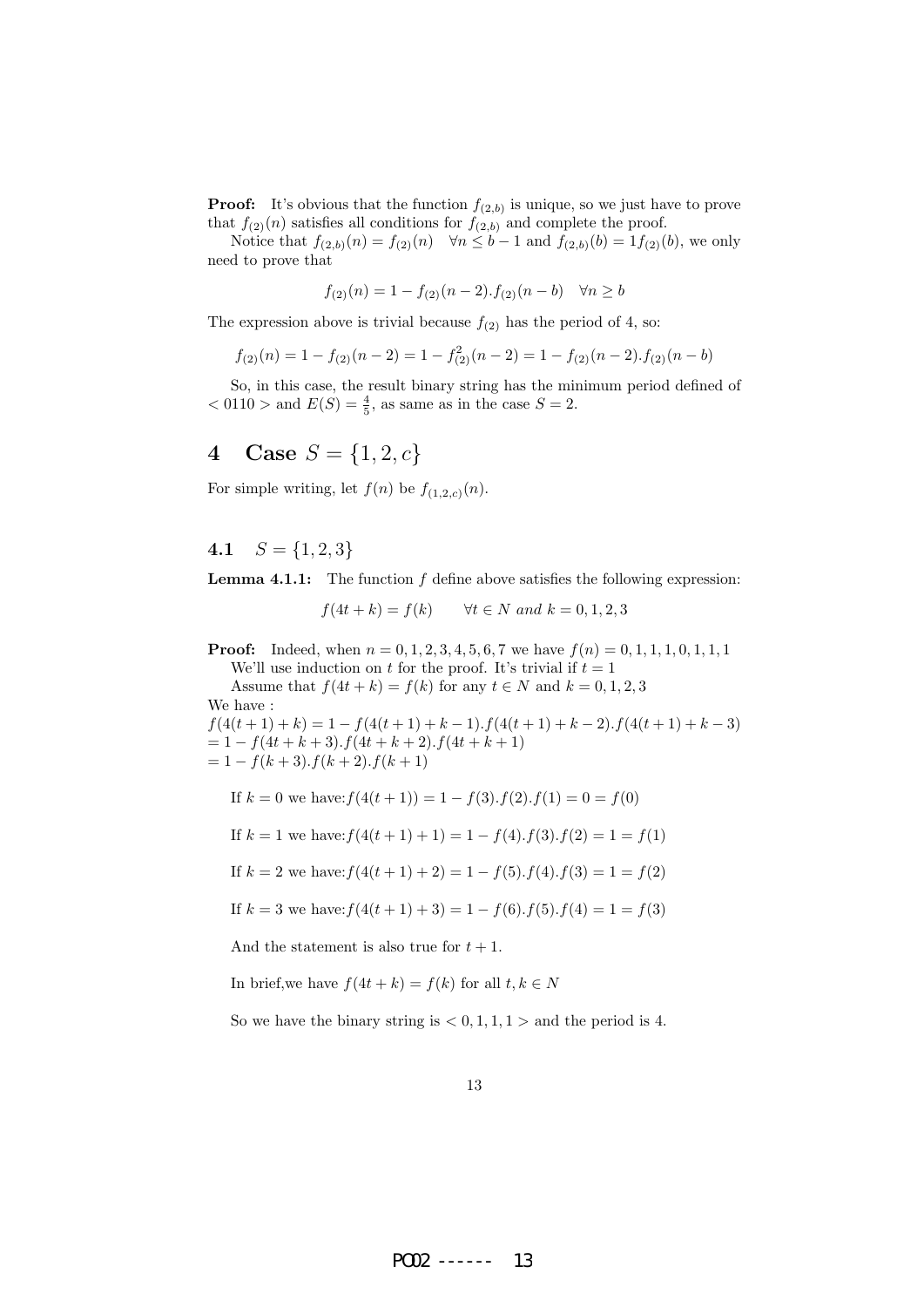**Proof:** It's obvious that the function $f_{(2,b)}$ is unique, so we just have to prove that $f_{(2)}(n)$ satisfies all conditions for $f_{(2,b)}$ and complete the proof.

Notice that $f_{(2,b)}(n) = f_{(2)}(n) \quad \forall n \leq b-1$ and $f_{(2,b)}(b) = 1f_{(2)}(b)$, we only need to prove that

$$f_{(2)}(n) = 1 - f_{(2)}(n-2).f_{(2)}(n-b) \quad \forall n \geq b$$

The expression above is trivial because $f_{(2)}$ has the period of 4, so:

$$f_{(2)}(n) = 1 - f_{(2)}(n-2) = 1 - f_{(2)}^2(n-2) = 1 - f_{(2)}(n-2).f_{(2)}(n-b)$$

So, in this case, the result binary string has the minimum period defined of $< 0110 >$ and $E(S) = \frac{4}{5}$, as same as in the case $S = 2$.

# 4 Case $S = \{1, 2, c\}$

For simple writing, let $f(n)$ be $f_{(1,2,c)}(n)$.

## 4.1 $S = \{1, 2, 3\}$

**Lemma 4.1.1:** The function $f$ define above satisfies the following expression:

$$f(4t + k) = f(k) \qquad \forall t \in N \text{ and } k = 0, 1, 2, 3$$

**Proof:** Indeed, when $n = 0, 1, 2, 3, 4, 5, 6, 7$ we have $f(n) = 0, 1, 1, 1, 0, 1, 1, 1$

We'll use induction on $t$ for the proof. It's trivial if $t = 1$

Assume that $f(4t + k) = f(k)$ for any $t \in N$ and $k = 0, 1, 2, 3$

We have :

$f(4(t+1)+k) = 1 - f(4(t+1)+k-1).f(4(t+1)+k-2).f(4(t+1)+k-3)$
$= 1 - f(4t+k+3).f(4t+k+2).f(4t+k+1)$
$= 1 - f(k+3).f(k+2).f(k+1)$

If $k = 0$ we have: $f(4(t+1)) = 1 - f(3).f(2).f(1) = 0 = f(0)$

If $k = 1$ we have: $f(4(t+1)+1) = 1 - f(4).f(3).f(2) = 1 = f(1)$

If $k = 2$ we have: $f(4(t+1)+2) = 1 - f(5).f(4).f(3) = 1 = f(2)$

If $k = 3$ we have: $f(4(t+1)+3) = 1 - f(6).f(5).f(4) = 1 = f(3)$

And the statement is also true for $t + 1$.

In brief, we have $f(4t + k) = f(k)$ for all $t, k \in N$

So we have the binary string is $< 0, 1, 1, 1 >$ and the period is 4.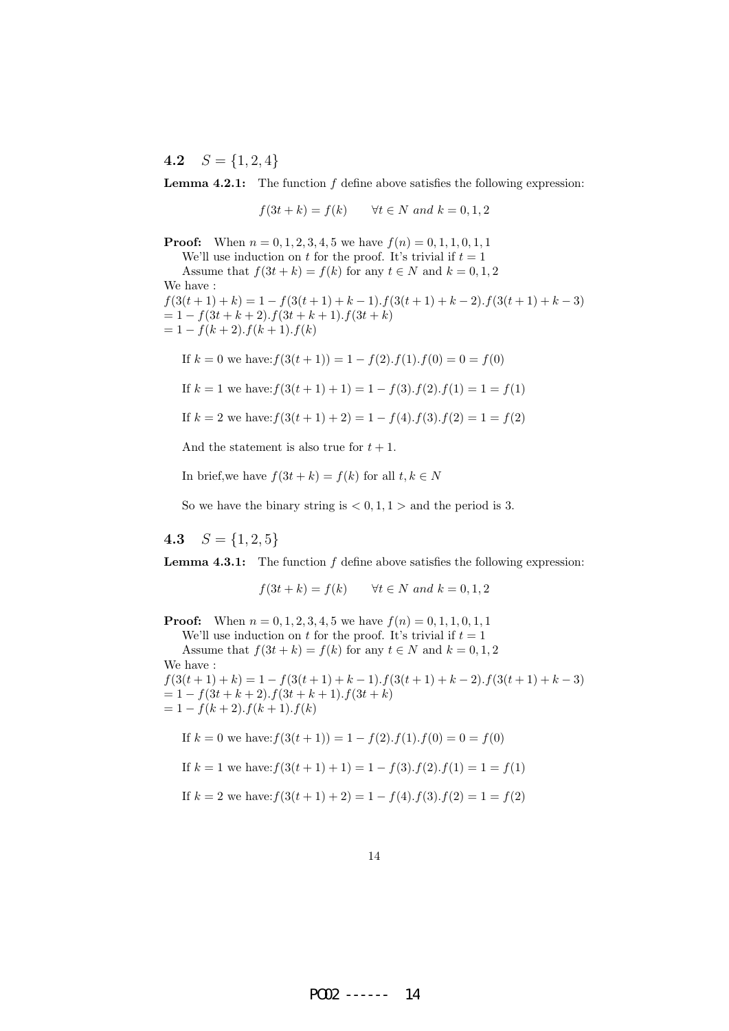## 4.2 $S = \{1, 2, 4\}$

**Lemma 4.2.1:** The function $f$ define above satisfies the following expression:

$$f(3t + k) = f(k) \qquad \forall t \in N \text{ and } k = 0, 1, 2$$

**Proof:** When $n = 0, 1, 2, 3, 4, 5$ we have $f(n) = 0, 1, 1, 0, 1, 1$

We'll use induction on $t$ for the proof. It's trivial if $t = 1$

Assume that $f(3t + k) = f(k)$ for any $t \in N$ and $k = 0, 1, 2$

We have :

$f(3(t + 1) + k) = 1 - f(3(t + 1) + k - 1).f(3(t + 1) + k - 2).f(3(t + 1) + k - 3)$
$= 1 - f(3t + k + 2).f(3t + k + 1).f(3t + k)$
$= 1 - f(k + 2).f(k + 1).f(k)$

If $k = 0$ we have: $f(3(t + 1)) = 1 - f(2).f(1).f(0) = 0 = f(0)$

If $k = 1$ we have: $f(3(t + 1) + 1) = 1 - f(3).f(2).f(1) = 1 = f(1)$

If $k = 2$ we have: $f(3(t + 1) + 2) = 1 - f(4).f(3).f(2) = 1 = f(2)$

And the statement is also true for $t + 1$.

In brief, we have $f(3t + k) = f(k)$ for all $t, k \in N$

So we have the binary string is $< 0, 1, 1 >$ and the period is 3.

## 4.3 $S = \{1, 2, 5\}$

**Lemma 4.3.1:** The function $f$ define above satisfies the following expression:

$$f(3t + k) = f(k) \qquad \forall t \in N \text{ and } k = 0, 1, 2$$

**Proof:** When $n = 0, 1, 2, 3, 4, 5$ we have $f(n) = 0, 1, 1, 0, 1, 1$

We'll use induction on $t$ for the proof. It's trivial if $t = 1$

Assume that $f(3t + k) = f(k)$ for any $t \in N$ and $k = 0, 1, 2$

We have :

$f(3(t + 1) + k) = 1 - f(3(t + 1) + k - 1).f(3(t + 1) + k - 2).f(3(t + 1) + k - 3)$
$= 1 - f(3t + k + 2).f(3t + k + 1).f(3t + k)$
$= 1 - f(k + 2).f(k + 1).f(k)$

If $k = 0$ we have: $f(3(t + 1)) = 1 - f(2).f(1).f(0) = 0 = f(0)$

If $k = 1$ we have: $f(3(t + 1) + 1) = 1 - f(3).f(2).f(1) = 1 = f(1)$

If $k = 2$ we have: $f(3(t + 1) + 2) = 1 - f(4).f(3).f(2) = 1 = f(2)$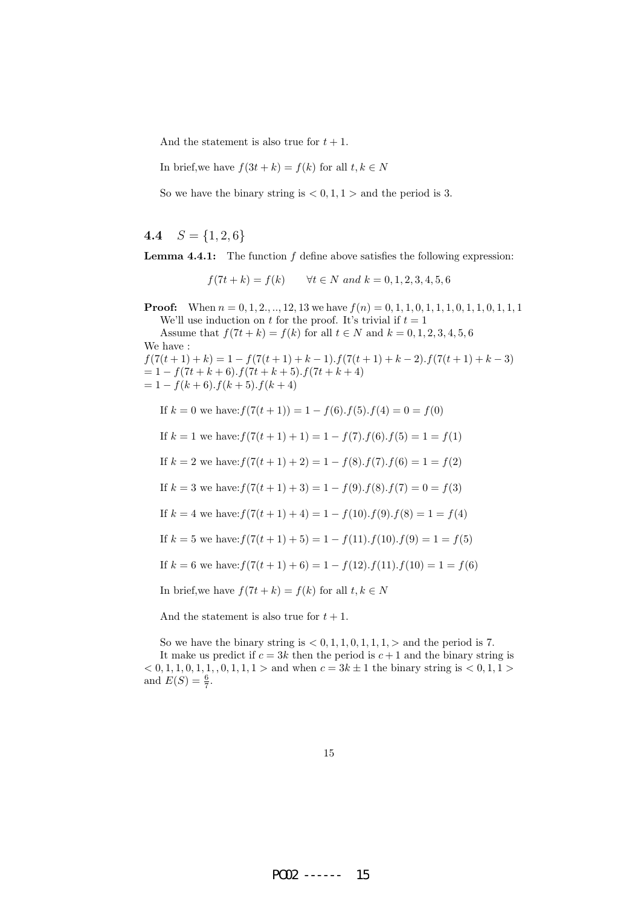And the statement is also true for $t+1$.

In brief,we have $f(3t+k) = f(k)$ for all $t, k \in N$

So we have the binary string is $< 0, 1, 1 >$ and the period is 3.

### 4.4 $S = \{1, 2, 6\}$

**Lemma 4.4.1:** The function $f$ define above satisfies the following expression:

$$f(7t+k) = f(k) \qquad \forall t \in N \text{ and } k = 0, 1, 2, 3, 4, 5, 6$$

**Proof:** When $n = 0, 1, 2., .., 12, 13$ we have $f(n) = 0, 1, 1, 0, 1, 1, 1, 0, 1, 1, 0, 1, 1, 1$

We'll use induction on $t$ for the proof. It's trivial if $t = 1$

Assume that $f(7t+k) = f(k)$ for all $t \in N$ and $k = 0, 1, 2, 3, 4, 5, 6$

We have :

$f(7(t+1)+k) = 1 - f(7(t+1)+k-1).f(7(t+1)+k-2).f(7(t+1)+k-3)$
$= 1 - f(7t+k+6).f(7t+k+5).f(7t+k+4)$
$= 1 - f(k+6).f(k+5).f(k+4)$

If $k = 0$ we have:$f(7(t+1)) = 1 - f(6).f(5).f(4) = 0 = f(0)$

If $k = 1$ we have:$f(7(t+1)+1) = 1 - f(7).f(6).f(5) = 1 = f(1)$

If $k = 2$ we have:$f(7(t+1)+2) = 1 - f(8).f(7).f(6) = 1 = f(2)$

If $k = 3$ we have:$f(7(t+1)+3) = 1 - f(9).f(8).f(7) = 0 = f(3)$

If $k = 4$ we have:$f(7(t+1)+4) = 1 - f(10).f(9).f(8) = 1 = f(4)$

If $k = 5$ we have:$f(7(t+1)+5) = 1 - f(11).f(10).f(9) = 1 = f(5)$

If $k = 6$ we have:$f(7(t+1)+6) = 1 - f(12).f(11).f(10) = 1 = f(6)$

In brief,we have $f(7t+k) = f(k)$ for all $t, k \in N$

And the statement is also true for $t+1$.

So we have the binary string is $< 0, 1, 1, 0, 1, 1, 1, >$ and the period is 7.

It make us predict if $c = 3k$ then the period is $c+1$ and the binary string is $< 0, 1, 1, 0, 1, 1, , 0, 1, 1, 1 >$ and when $c = 3k \pm 1$ the binary string is $< 0, 1, 1 >$ and $E(S) = \frac{6}{7}$.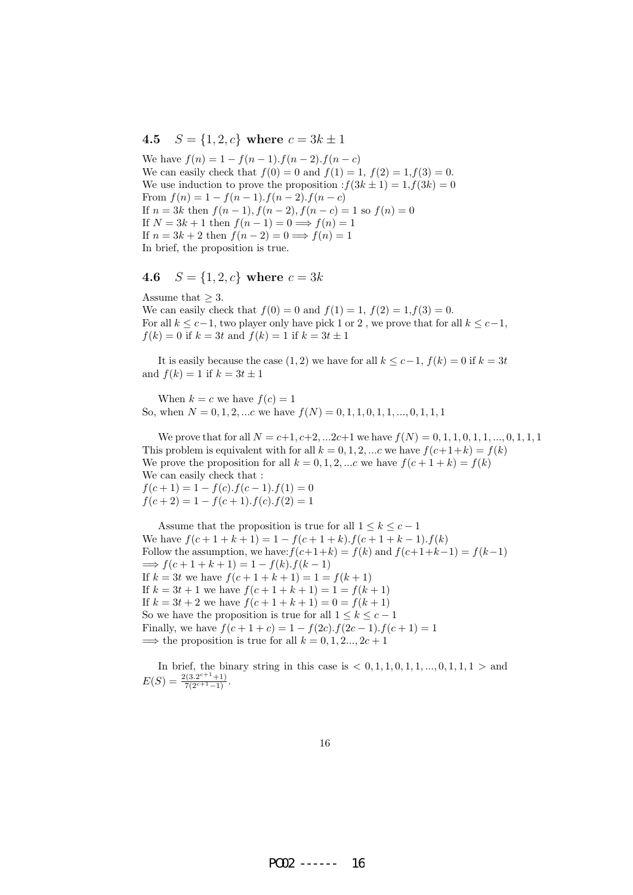### 4.5 $S = \{1, 2, c\}$ where $c = 3k \pm 1$

We have $f(n) = 1 - f(n-1).f(n-2).f(n-c)$
We can easily check that $f(0) = 0$ and $f(1) = 1$, $f(2) = 1$,$f(3) = 0$.
We use induction to prove the proposition :$f(3k \pm 1) = 1$,$f(3k) = 0$
From $f(n) = 1 - f(n-1).f(n-2).f(n-c)$
If $n = 3k$ then $f(n-1), f(n-2), f(n-c) = 1$ so $f(n) = 0$
If $N = 3k+1$ then $f(n-1) = 0 \Longrightarrow f(n) = 1$
If $n = 3k+2$ then $f(n-2) = 0 \Longrightarrow f(n) = 1$
In brief, the proposition is true.

### 4.6 $S = \{1, 2, c\}$ where $c = 3k$

Assume that $\geq 3$.
We can easily check that $f(0) = 0$ and $f(1) = 1$, $f(2) = 1$,$f(3) = 0$.
For all $k \leq c-1$, two player only have pick 1 or 2 , we prove that for all $k \leq c-1$, $f(k) = 0$ if $k = 3t$ and $f(k) = 1$ if $k = 3t \pm 1$

It is easily because the case $(1, 2)$ we have for all $k \leq c-1$, $f(k) = 0$ if $k = 3t$ and $f(k) = 1$ if $k = 3t \pm 1$

When $k = c$ we have $f(c) = 1$
So, when $N = 0, 1, 2, ...c$ we have $f(N) = 0, 1, 1, 0, 1, 1, ..., 0, 1, 1, 1$

We prove that for all $N = c+1, c+2, ...2c+1$ we have $f(N) = 0, 1, 1, 0, 1, 1, ..., 0, 1, 1, 1$
This problem is equivalent with for all $k = 0, 1, 2, ...c$ we have $f(c+1+k) = f(k)$
We prove the proposition for all $k = 0, 1, 2, ...c$ we have $f(c+1+k) = f(k)$
We can easily check that :
$f(c+1) = 1 - f(c).f(c-1).f(1) = 0$
$f(c+2) = 1 - f(c+1).f(c).f(2) = 1$

Assume that the proposition is true for all $1 \leq k \leq c-1$
We have $f(c+1+k+1) = 1 - f(c+1+k).f(c+1+k-1).f(k)$
Follow the assumption, we have:$f(c+1+k) = f(k)$ and $f(c+1+k-1) = f(k-1)$
$\Longrightarrow f(c+1+k+1) = 1 - f(k).f(k-1)$
If $k = 3t$ we have $f(c+1+k+1) = 1 = f(k+1)$
If $k = 3t+1$ we have $f(c+1+k+1) = 1 = f(k+1)$
If $k = 3t+2$ we have $f(c+1+k+1) = 0 = f(k+1)$
So we have the proposition is true for all $1 \leq k \leq c-1$
Finally, we have $f(c+1+c) = 1 - f(2c).f(2c-1).f(c+1) = 1$
$\Longrightarrow$ the proposition is true for all $k = 0, 1, 2..., 2c+1$

In brief, the binary string in this case is $< 0, 1, 1, 0, 1, 1, ..., 0, 1, 1, 1 >$ and $E(S) = \frac{2(3.2^{c+1}+1)}{7(2^{c+1}-1)}$.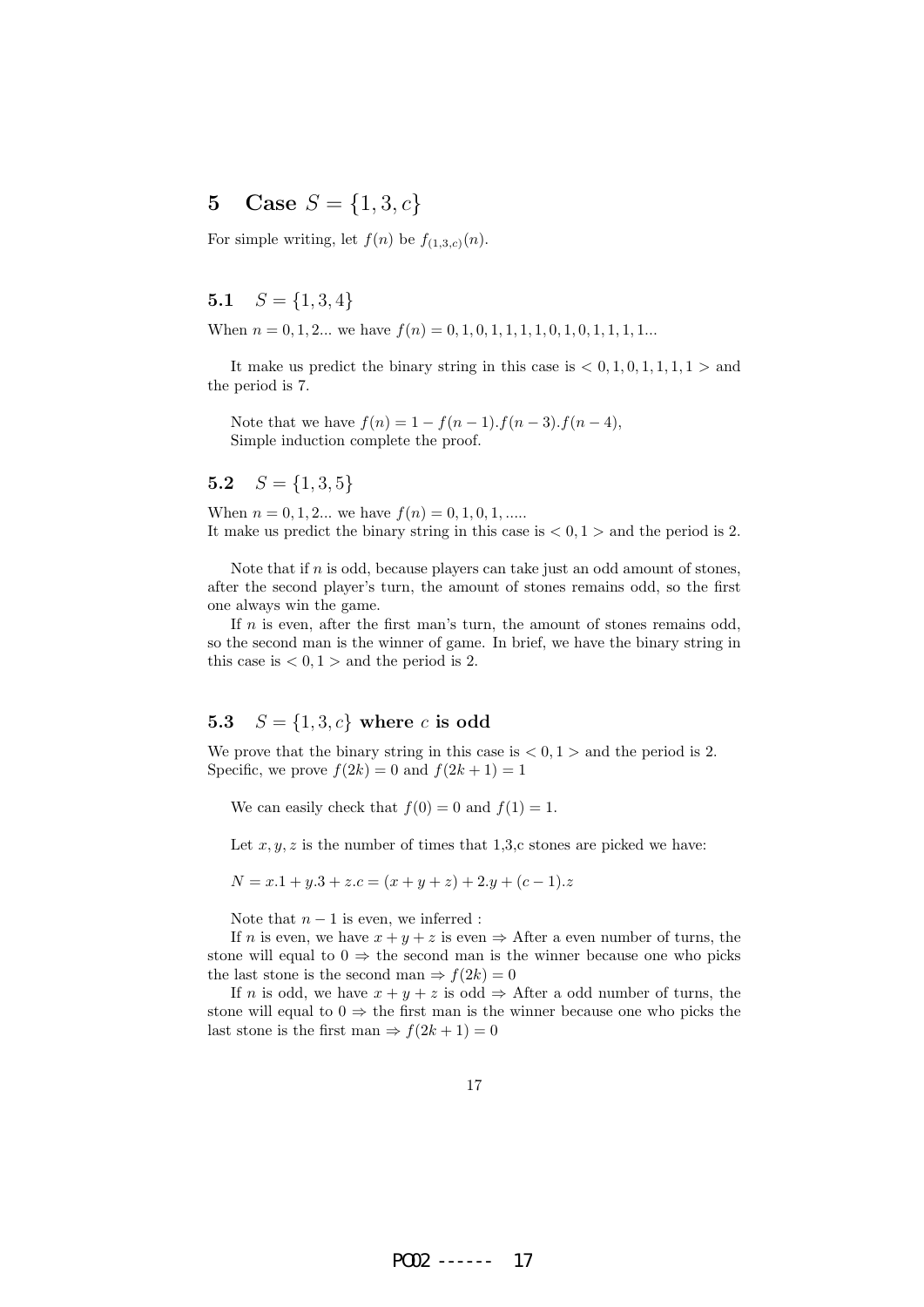# 5 Case $S = \{1, 3, c\}$

For simple writing, let $f(n)$ be $f_{(1,3,c)}(n)$.

## 5.1 $S = \{1, 3, 4\}$

When $n = 0, 1, 2...$ we have $f(n) = 0, 1, 0, 1, 1, 1, 1, 0, 1, 0, 1, 1, 1, 1...$

It make us predict the binary string in this case is $< 0, 1, 0, 1, 1, 1, 1 >$ and the period is 7.

Note that we have $f(n) = 1 - f(n-1).f(n-3).f(n-4)$,
Simple induction complete the proof.

## 5.2 $S = \{1, 3, 5\}$

When $n = 0, 1, 2...$ we have $f(n) = 0, 1, 0, 1, .....$
It make us predict the binary string in this case is $< 0, 1 >$ and the period is 2.

Note that if $n$ is odd, because players can take just an odd amount of stones, after the second player's turn, the amount of stones remains odd, so the first one always win the game.

If $n$ is even, after the first man's turn, the amount of stones remains odd, so the second man is the winner of game. In brief, we have the binary string in this case is $< 0, 1 >$ and the period is 2.

## 5.3 $S = \{1, 3, c\}$ where $c$ is odd

We prove that the binary string in this case is $< 0, 1 >$ and the period is 2. Specific, we prove $f(2k) = 0$ and $f(2k + 1) = 1$

We can easily check that $f(0) = 0$ and $f(1) = 1$.

Let $x, y, z$ is the number of times that 1,3,c stones are picked we have:

$N = x.1 + y.3 + z.c = (x + y + z) + 2.y + (c - 1).z$

Note that $n - 1$ is even, we inferred :

If $n$ is even, we have $x + y + z$ is even $\Rightarrow$ After a even number of turns, the stone will equal to $0 \Rightarrow$ the second man is the winner because one who picks the last stone is the second man $\Rightarrow f(2k) = 0$

If $n$ is odd, we have $x + y + z$ is odd $\Rightarrow$ After a odd number of turns, the stone will equal to $0 \Rightarrow$ the first man is the winner because one who picks the last stone is the first man $\Rightarrow f(2k + 1) = 0$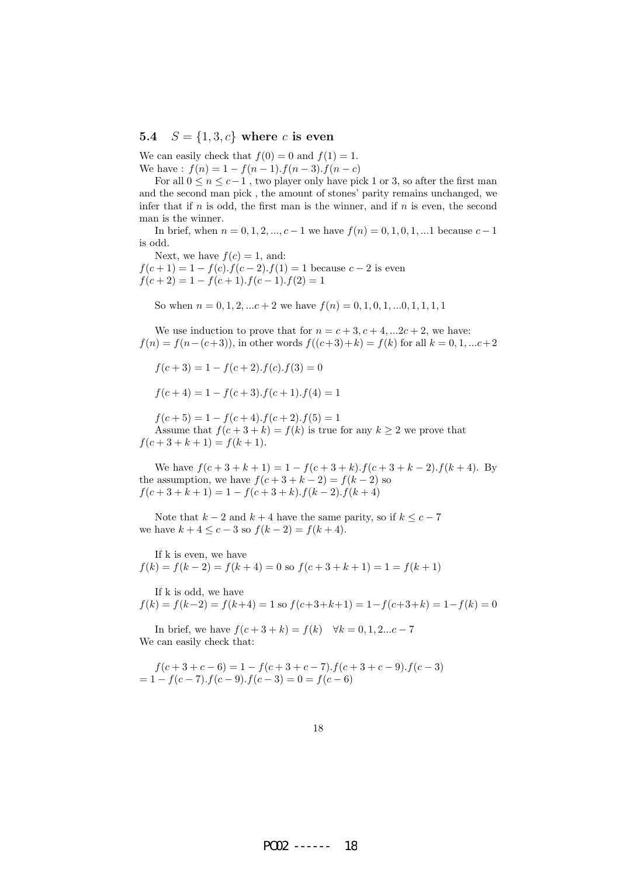### 5.4 $S = \{1, 3, c\}$ where $c$ is even

We can easily check that $f(0) = 0$ and $f(1) = 1$.
We have : $f(n) = 1 - f(n-1).f(n-3).f(n-c)$

For all $0 \leq n \leq c-1$ , two player only have pick 1 or 3, so after the first man and the second man pick , the amount of stones' parity remains unchanged, we infer that if $n$ is odd, the first man is the winner, and if $n$ is even, the second man is the winner.

In brief, when $n = 0, 1, 2, ..., c-1$ we have $f(n) = 0, 1, 0, 1, ...1$ because $c-1$ is odd.

Next, we have $f(c) = 1$, and:
$f(c+1) = 1 - f(c).f(c-2).f(1) = 1$ because $c-2$ is even
$f(c+2) = 1 - f(c+1).f(c-1).f(2) = 1$

So when $n = 0, 1, 2, ...c+2$ we have $f(n) = 0, 1, 0, 1, ...0, 1, 1, 1, 1$

We use induction to prove that for $n = c+3, c+4, ...2c+2$, we have: $f(n) = f(n-(c+3))$, in other words $f((c+3)+k) = f(k)$ for all $k = 0, 1, ...c+2$

$f(c+3) = 1 - f(c+2).f(c).f(3) = 0$

$f(c+4) = 1 - f(c+3).f(c+1).f(4) = 1$

$f(c+5) = 1 - f(c+4).f(c+2).f(5) = 1$
Assume that $f(c+3+k) = f(k)$ is true for any $k \geq 2$ we prove that $f(c+3+k+1) = f(k+1)$.

We have $f(c+3+k+1) = 1 - f(c+3+k).f(c+3+k-2).f(k+4)$. By the assumption, we have $f(c+3+k-2) = f(k-2)$ so
$f(c+3+k+1) = 1 - f(c+3+k).f(k-2).f(k+4)$

Note that $k-2$ and $k+4$ have the same parity, so if $k \leq c-7$ we have $k+4 \leq c-3$ so $f(k-2) = f(k+4)$.

If k is even, we have
$f(k) = f(k-2) = f(k+4) = 0$ so $f(c+3+k+1) = 1 = f(k+1)$

If k is odd, we have
$f(k) = f(k-2) = f(k+4) = 1$ so $f(c+3+k+1) = 1 - f(c+3+k) = 1 - f(k) = 0$

In brief, we have $f(c+3+k) = f(k) \quad \forall k = 0, 1, 2...c-7$
We can easily check that:

$f(c+3+c-6) = 1 - f(c+3+c-7).f(c+3+c-9).f(c-3)$
$= 1 - f(c-7).f(c-9).f(c-3) = 0 = f(c-6)$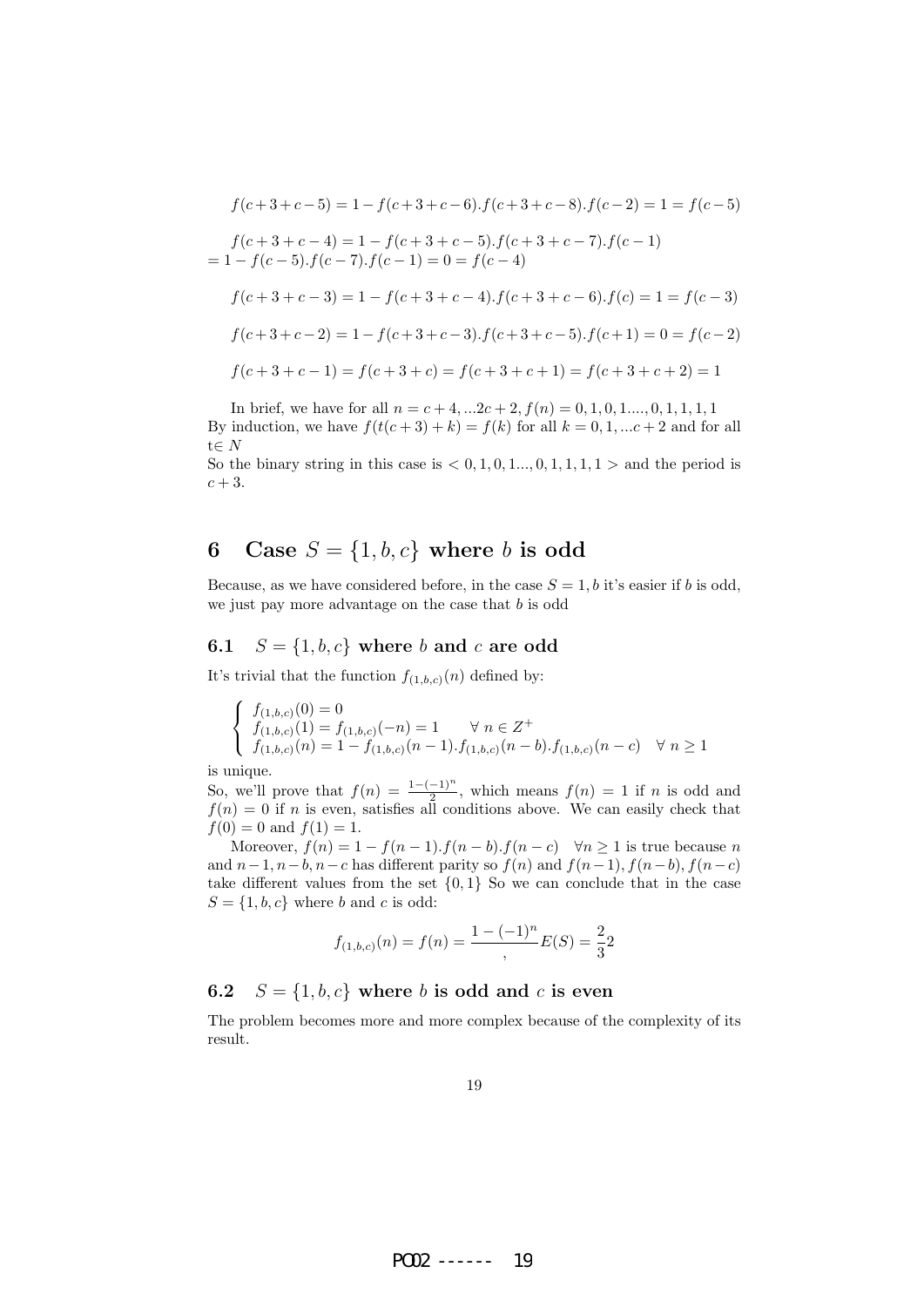$$f(c+3+c-5) = 1 - f(c+3+c-6).f(c+3+c-8).f(c-2) = 1 = f(c-5)$$

$$f(c+3+c-4) = 1 - f(c+3+c-5).f(c+3+c-7).f(c-1)$$
$$= 1 - f(c-5).f(c-7).f(c-1) = 0 = f(c-4)$$

$$f(c+3+c-3) = 1 - f(c+3+c-4).f(c+3+c-6).f(c) = 1 = f(c-3)$$

$$f(c+3+c-2) = 1 - f(c+3+c-3).f(c+3+c-5).f(c+1) = 0 = f(c-2)$$

$$f(c+3+c-1) = f(c+3+c) = f(c+3+c+1) = f(c+3+c+2) = 1$$

In brief, we have for all $n = c+4, ...2c+2, f(n) = 0, 1, 0, 1...., 0, 1, 1, 1, 1$
By induction, we have $f(t(c+3)+k) = f(k)$ for all $k = 0, 1, ...c+2$ and for all t$\in N$
So the binary string in this case is $< 0, 1, 0, 1..., 0, 1, 1, 1, 1 >$ and the period is $c+3$.

# 6 Case $S = \{1, b, c\}$ where $b$ is odd

Because, as we have considered before, in the case $S = 1, b$ it's easier if $b$ is odd, we just pay more advantage on the case that $b$ is odd

## 6.1 $S = \{1, b, c\}$ where $b$ and $c$ are odd

It's trivial that the function $f_{(1,b,c)}(n)$ defined by:

$$\begin{cases} f_{(1,b,c)}(0) = 0 \\ f_{(1,b,c)}(1) = f_{(1,b,c)}(-n) = 1 \qquad \forall\ n \in Z^+ \\ f_{(1,b,c)}(n) = 1 - f_{(1,b,c)}(n-1).f_{(1,b,c)}(n-b).f_{(1,b,c)}(n-c) \quad \forall\ n \geq 1 \end{cases}$$

is unique.
So, we'll prove that $f(n) = \frac{1-(-1)^n}{2}$, which means $f(n) = 1$ if $n$ is odd and $f(n) = 0$ if $n$ is even, satisfies all conditions above. We can easily check that $f(0) = 0$ and $f(1) = 1$.

Moreover, $f(n) = 1 - f(n-1).f(n-b).f(n-c) \quad \forall n \geq 1$ is true because $n$ and $n-1, n-b, n-c$ has different parity so $f(n)$ and $f(n-1), f(n-b), f(n-c)$ take different values from the set $\{0, 1\}$ So we can conclude that in the case $S = \{1, b, c\}$ where $b$ and $c$ is odd:

$$f_{(1,b,c)}(n) = f(n) = \frac{1-(-1)^n}{,} E(S) = \frac{2}{3}2$$

## 6.2 $S = \{1, b, c\}$ where $b$ is odd and $c$ is even

The problem becomes more and more complex because of the complexity of its result.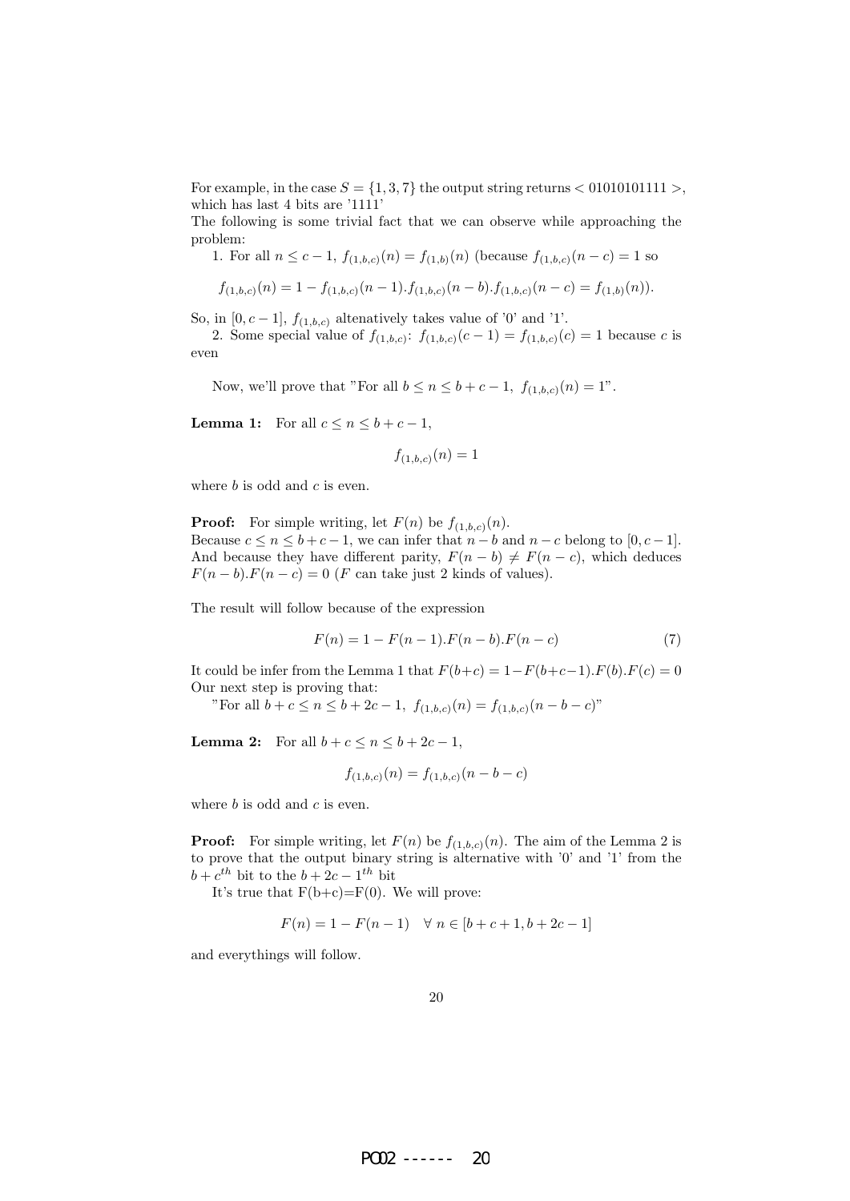For example, in the case $S = \{1, 3, 7\}$ the output string returns $< 01010101111 >$, which has last 4 bits are '1111'

The following is some trivial fact that we can observe while approaching the problem:

1. For all $n \le c-1$, $f_{(1,b,c)}(n) = f_{(1,b)}(n)$ (because $f_{(1,b,c)}(n-c) = 1$ so

$$f_{(1,b,c)}(n) = 1 - f_{(1,b,c)}(n-1).f_{(1,b,c)}(n-b).f_{(1,b,c)}(n-c) = f_{(1,b)}(n)).$$

So, in $[0, c-1]$, $f_{(1,b,c)}$ altenatively takes value of '0' and '1'.

2. Some special value of $f_{(1,b,c)}$: $f_{(1,b,c)}(c-1) = f_{(1,b,c)}(c) = 1$ because $c$ is even

Now, we'll prove that "For all $b \le n \le b+c-1$, $f_{(1,b,c)}(n) = 1$".

**Lemma 1:** For all $c \le n \le b+c-1$,

$$f_{(1,b,c)}(n) = 1$$

where $b$ is odd and $c$ is even.

**Proof:** For simple writing, let $F(n)$ be $f_{(1,b,c)}(n)$.
Because $c \le n \le b+c-1$, we can infer that $n-b$ and $n-c$ belong to $[0, c-1]$. And because they have different parity, $F(n-b) \neq F(n-c)$, which deduces $F(n-b).F(n-c) = 0$ ($F$ can take just 2 kinds of values).

The result will follow because of the expression

$$F(n) = 1 - F(n-1).F(n-b).F(n-c) \tag{7}$$

It could be infer from the Lemma 1 that $F(b+c) = 1 - F(b+c-1).F(b).F(c) = 0$
Our next step is proving that:

"For all $b+c \le n \le b+2c-1$, $f_{(1,b,c)}(n) = f_{(1,b,c)}(n-b-c)$"

**Lemma 2:** For all $b+c \le n \le b+2c-1$,

$$f_{(1,b,c)}(n) = f_{(1,b,c)}(n-b-c)$$

where $b$ is odd and $c$ is even.

**Proof:** For simple writing, let $F(n)$ be $f_{(1,b,c)}(n)$. The aim of the Lemma 2 is to prove that the output binary string is alternative with '0' and '1' from the $b+c^{th}$ bit to the $b+2c-1^{th}$ bit

It's true that F(b+c)=F(0). We will prove:

$$F(n) = 1 - F(n-1) \quad \forall\ n \in [b+c+1, b+2c-1]$$

and everythings will follow.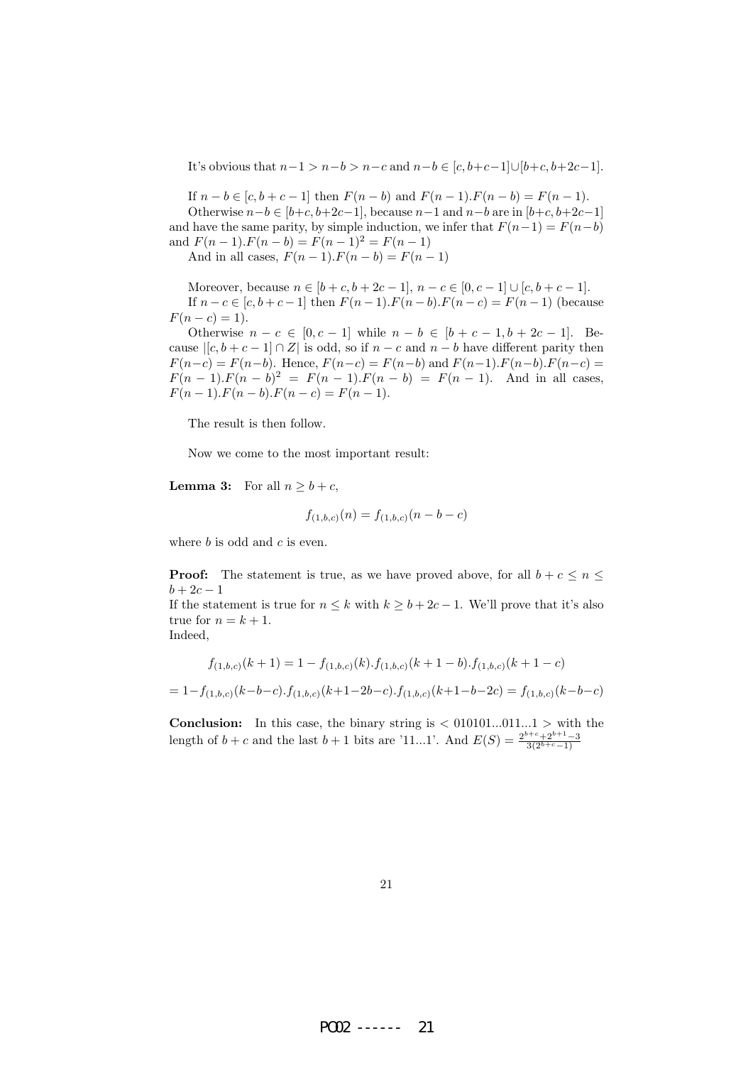It's obvious that $n-1 > n-b > n-c$ and $n-b \in [c, b+c-1] \cup [b+c, b+2c-1]$.

If $n-b \in [c, b+c-1]$ then $F(n-b)$ and $F(n-1).F(n-b) = F(n-1)$.

Otherwise $n-b \in [b+c, b+2c-1]$, because $n-1$ and $n-b$ are in $[b+c, b+2c-1]$ and have the same parity, by simple induction, we infer that $F(n-1) = F(n-b)$ and $F(n-1).F(n-b) = F(n-1)^2 = F(n-1)$

And in all cases, $F(n-1).F(n-b) = F(n-1)$

Moreover, because $n \in [b+c, b+2c-1]$, $n-c \in [0, c-1] \cup [c, b+c-1]$.

If $n-c \in [c, b+c-1]$ then $F(n-1).F(n-b).F(n-c) = F(n-1)$ (because $F(n-c) = 1$).

Otherwise $n-c \in [0, c-1]$ while $n-b \in [b+c-1, b+2c-1]$. Because $|[c, b+c-1] \cap Z|$ is odd, so if $n-c$ and $n-b$ have different parity then $F(n-c) = F(n-b)$. Hence, $F(n-c) = F(n-b)$ and $F(n-1).F(n-b).F(n-c) = F(n-1).F(n-b)^2 = F(n-1).F(n-b) = F(n-1)$. And in all cases, $F(n-1).F(n-b).F(n-c) = F(n-1)$.

The result is then follow.

Now we come to the most important result:

**Lemma 3:** For all $n \geq b+c$,

$$f_{(1,b,c)}(n) = f_{(1,b,c)}(n-b-c)$$

where $b$ is odd and $c$ is even.

**Proof:** The statement is true, as we have proved above, for all $b+c \leq n \leq b+2c-1$

If the statement is true for $n \leq k$ with $k \geq b+2c-1$. We'll prove that it's also true for $n = k+1$.

Indeed,

$$f_{(1,b,c)}(k+1) = 1 - f_{(1,b,c)}(k).f_{(1,b,c)}(k+1-b).f_{(1,b,c)}(k+1-c)$$

$$= 1 - f_{(1,b,c)}(k-b-c).f_{(1,b,c)}(k+1-2b-c).f_{(1,b,c)}(k+1-b-2c) = f_{(1,b,c)}(k-b-c)$$

**Conclusion:** In this case, the binary string is $< 010101...011...1 >$ with the length of $b+c$ and the last $b+1$ bits are '11...1'. And $E(S) = \frac{2^{b+c}+2^{b+1}-3}{3(2^{b+c}-1)}$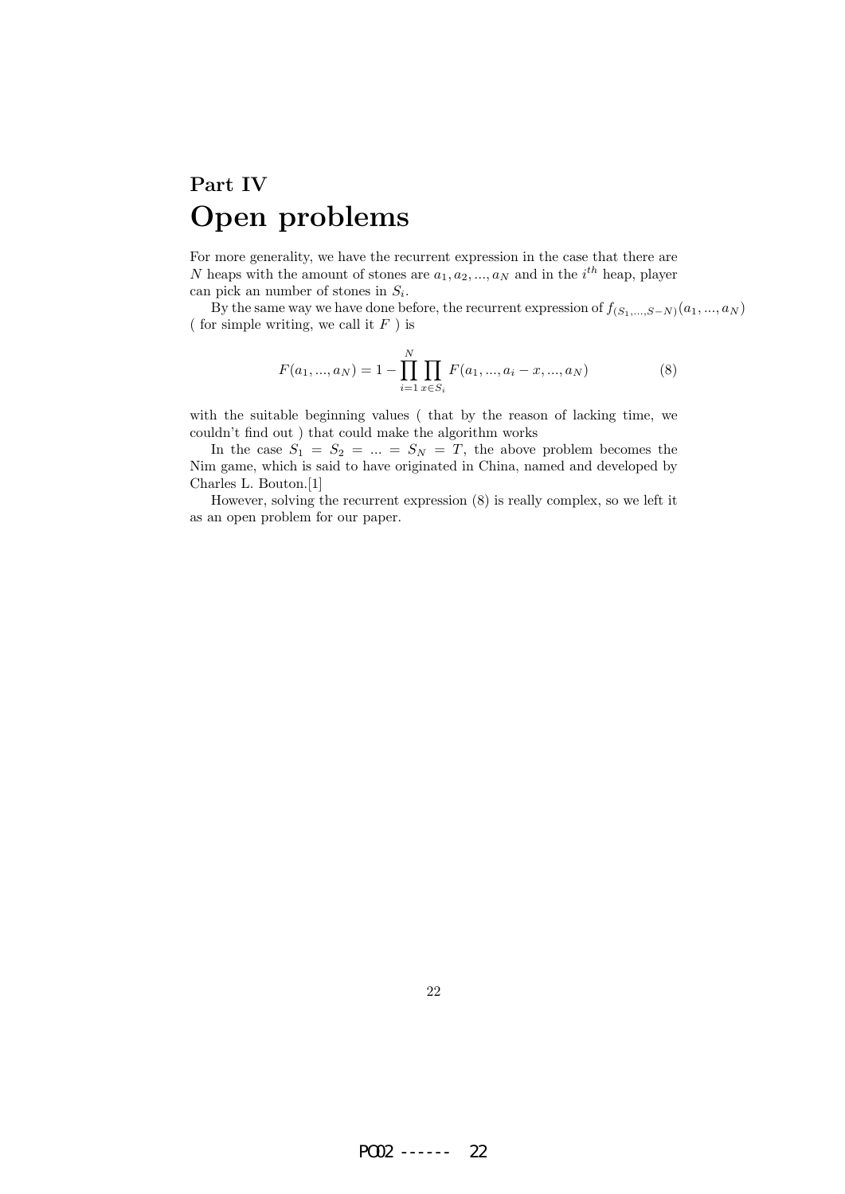# Part IV

# Open problems

For more generality, we have the recurrent expression in the case that there are $N$ heaps with the amount of stones are $a_1, a_2, ..., a_N$ and in the $i^{th}$ heap, player can pick an number of stones in $S_i$.

By the same way we have done before, the recurrent expression of $f_{(S_1,...,S-N)}(a_1, ..., a_N)$ ( for simple writing, we call it $F$ ) is

$$F(a_1, ..., a_N) = 1 - \prod_{i=1}^{N} \prod_{x \in S_i} F(a_1, ..., a_i - x, ..., a_N) \tag{8}$$

with the suitable beginning values ( that by the reason of lacking time, we couldn't find out ) that could make the algorithm works

In the case $S_1 = S_2 = ... = S_N = T$, the above problem becomes the Nim game, which is said to have originated in China, named and developed by Charles L. Bouton.[1]

However, solving the recurrent expression (8) is really complex, so we left it as an open problem for our paper.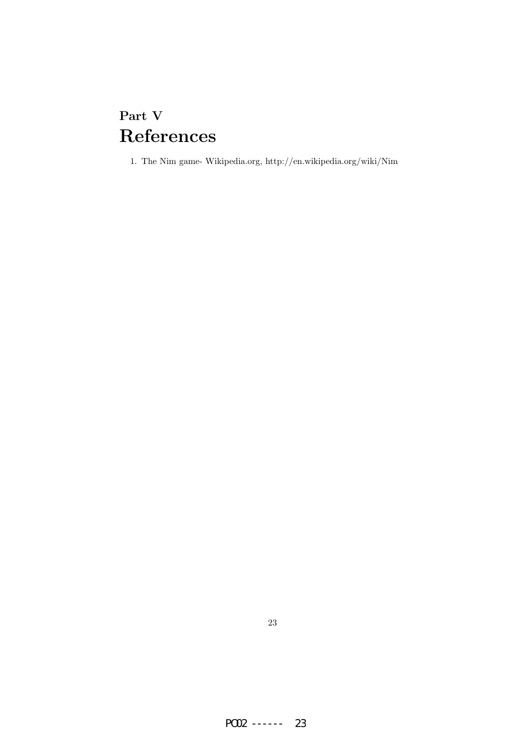# Part V
# References

1. The Nim game- Wikipedia.org, http://en.wikipedia.org/wiki/Nim